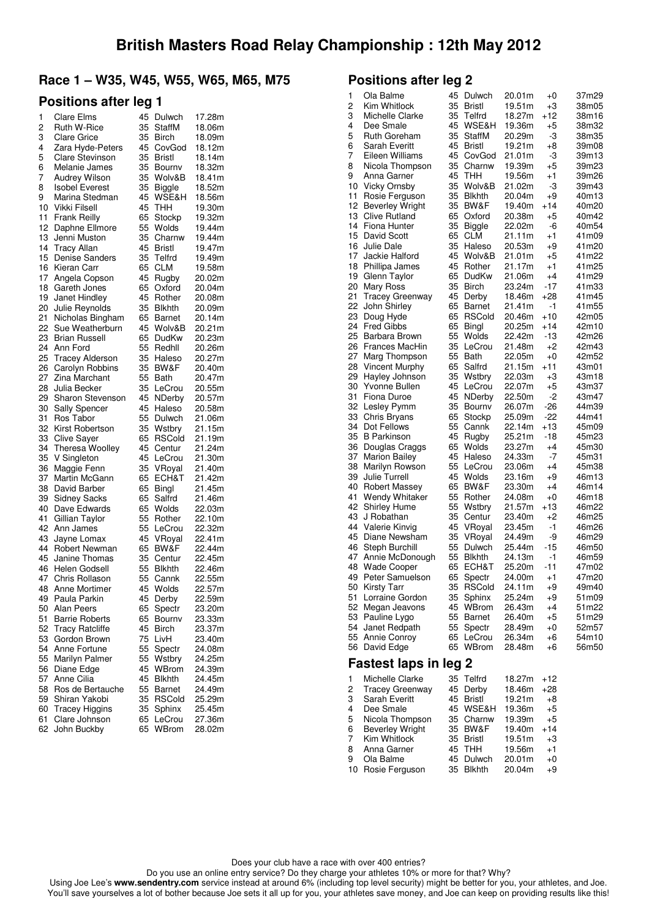# British Masters Road Relay Championship : 12th May 2012

## Race 1 – W35, W45, W55, W65, M65, M75

### Positions after leg 1

| Pos | Name | Cat | Club | Time |
|---|---|---|---|---|
| 1 | Clare Elms | 45 | Dulwch | 17.28m |
| 2 | Ruth W-Rice | 35 | StaffM | 18.06m |
| 3 | Clare Grice | 35 | Birch | 18.09m |
| 4 | Zara Hyde-Peters | 45 | CovGod | 18.12m |
| 5 | Clare Stevinson | 35 | Bristl | 18.14m |
| 6 | Melanie James | 35 | Bournv | 18.32m |
| 7 | Audrey Wilson | 35 | Wolv&B | 18.41m |
| 8 | Isobel Everest | 35 | Biggle | 18.52m |
| 9 | Marina Stedman | 45 | WSE&H | 18.56m |
| 10 | Vikki Filsell | 45 | THH | 19.30m |
| 11 | Frank Reilly | 65 | Stockp | 19.32m |
| 12 | Daphne Ellmore | 55 | Wolds | 19.44m |
| 13 | Jenni Muston | 35 | Charnw | 19.44m |
| 14 | Tracy Allan | 45 | Bristl | 19.47m |
| 15 | Denise Sanders | 35 | Telfrd | 19.49m |
| 16 | Kieran Carr | 65 | CLM | 19.58m |
| 17 | Angela Copson | 45 | Rugby | 20.02m |
| 18 | Gareth Jones | 65 | Oxford | 20.04m |
| 19 | Janet Hindley | 45 | Rother | 20.08m |
| 20 | Julie Reynolds | 35 | Blkhth | 20.09m |
| 21 | Nicholas Bingham | 65 | Barnet | 20.14m |
| 22 | Sue Weatherburn | 45 | Wolv&B | 20.21m |
| 23 | Brian Russell | 65 | DudKw | 20.23m |
| 24 | Ann Ford | 55 | Redhll | 20.26m |
| 25 | Tracey Alderson | 35 | Haleso | 20.27m |
| 26 | Carolyn Robbins | 35 | BW&F | 20.40m |
| 27 | Zina Marchant | 55 | Bath | 20.47m |
| 28 | Julia Becker | 35 | LeCrou | 20.55m |
| 29 | Sharon Stevenson | 45 | NDerby | 20.57m |
| 30 | Sally Spencer | 45 | Haleso | 20.58m |
| 31 | Ros Tabor | 55 | Dulwch | 21.06m |
| 32 | Kirst Robertson | 35 | Wstbry | 21.15m |
| 33 | Clive Sayer | 65 | RSCold | 21.19m |
| 34 | Theresa Woolley | 45 | Centur | 21.24m |
| 35 | V Singleton | 45 | LeCrou | 21.30m |
| 36 | Maggie Fenn | 35 | VRoyal | 21.40m |
| 37 | Martin McGann | 65 | ECH&T | 21.42m |
| 38 | David Barber | 65 | Bingl | 21.45m |
| 39 | Sidney Sacks | 65 | Salfrd | 21.46m |
| 40 | Dave Edwards | 65 | Wolds | 22.03m |
| 41 | Gillian Taylor | 55 | Rother | 22.10m |
| 42 | Ann James | 55 | LeCrou | 22.32m |
| 43 | Jayne Lomax | 45 | VRoyal | 22.41m |
| 44 | Robert Newman | 65 | BW&F | 22.44m |
| 45 | Janine Thomas | 35 | Centur | 22.45m |
| 46 | Helen Godsell | 55 | Blkhth | 22.46m |
| 47 | Chris Rollason | 55 | Cannk | 22.55m |
| 48 | Anne Mortimer | 45 | Wolds | 22.57m |
| 49 | Paula Parkin | 45 | Derby | 22.59m |
| 50 | Alan Peers | 65 | Spectr | 23.20m |
| 51 | Barrie Roberts | 65 | Bournv | 23.33m |
| 52 | Tracy Ratcliffe | 45 | Birch | 23.37m |
| 53 | Gordon Brown | 75 | LivH | 23.40m |
| 54 | Anne Fortune | 55 | Spectr | 24.08m |
| 55 | Marilyn Palmer | 55 | Wstbry | 24.25m |
| 56 | Diane Edge | 45 | WBrom | 24.39m |
| 57 | Anne Cilia | 45 | Blkhth | 24.45m |
| 58 | Ros de Bertauche | 55 | Barnet | 24.49m |
| 59 | Shiran Yakobi | 35 | RSCold | 25.29m |
| 60 | Tracey Higgins | 35 | Sphinx | 25.45m |
| 61 | Clare Johnson | 65 | LeCrou | 27.36m |
| 62 | John Buckby | 65 | WBrom | 28.02m |

### Positions after leg 2

| Pos | Name | Cat | Club | Leg Time | +/- | Total |
|---|---|---|---|---|---|---|
| 1 | Ola Balme | 45 | Dulwch | 20.01m | +0 | 37m29 |
| 2 | Kim Whitlock | 35 | Bristl | 19.51m | +3 | 38m05 |
| 3 | Michelle Clarke | 35 | Telfrd | 18.27m | +12 | 38m16 |
| 4 | Dee Smale | 45 | WSE&H | 19.36m | +5 | 38m32 |
| 5 | Ruth Goreham | 35 | StaffM | 20.29m | -3 | 38m35 |
| 6 | Sarah Everitt | 45 | Bristl | 19.21m | +8 | 39m08 |
| 7 | Eileen Williams | 45 | CovGod | 21.01m | -3 | 39m13 |
| 8 | Nicola Thompson | 35 | Charnw | 19.39m | +5 | 39m23 |
| 9 | Anna Garner | 45 | THH | 19.56m | +1 | 39m26 |
| 10 | Vicky Ornsby | 35 | Wolv&B | 21.02m | -3 | 39m43 |
| 11 | Rosie Ferguson | 35 | Blkhth | 20.04m | +9 | 40m13 |
| 12 | Beverley Wright | 35 | BW&F | 19.40m | +14 | 40m20 |
| 13 | Clive Rutland | 65 | Oxford | 20.38m | +5 | 40m42 |
| 14 | Fiona Hunter | 35 | Biggle | 22.02m | -6 | 40m54 |
| 15 | David Scott | 65 | CLM | 21.11m | +1 | 41m09 |
| 16 | Julie Dale | 35 | Haleso | 20.53m | +9 | 41m20 |
| 17 | Jackie Halford | 45 | Wolv&B | 21.01m | +5 | 41m22 |
| 18 | Phillipa James | 45 | Rother | 21.17m | +1 | 41m25 |
| 19 | Glenn Taylor | 65 | DudKw | 21.06m | +4 | 41m29 |
| 20 | Mary Ross | 35 | Birch | 23.24m | -17 | 41m33 |
| 21 | Tracey Greenway | 45 | Derby | 18.46m | +28 | 41m45 |
| 22 | John Shirley | 65 | Barnet | 21.41m | -1 | 41m55 |
| 23 | Doug Hyde | 65 | RSCold | 20.46m | +10 | 42m05 |
| 24 | Fred Gibbs | 65 | Bingl | 20.25m | +14 | 42m10 |
| 25 | Barbara Brown | 55 | Wolds | 22.42m | -13 | 42m26 |
| 26 | Frances MacHin | 35 | LeCrou | 21.48m | +2 | 42m43 |
| 27 | Marg Thompson | 55 | Bath | 22.05m | +0 | 42m52 |
| 28 | Vincent Murphy | 65 | Salfrd | 21.15m | +11 | 43m01 |
| 29 | Hayley Johnson | 35 | Wstbry | 22.03m | +3 | 43m18 |
| 30 | Yvonne Bullen | 45 | LeCrou | 22.07m | +5 | 43m37 |
| 31 | Fiona Duroe | 45 | NDerby | 22.50m | -2 | 43m47 |
| 32 | Lesley Pymm | 35 | Bournv | 26.07m | -26 | 44m39 |
| 33 | Chris Bryans | 65 | Stockp | 25.09m | -22 | 44m41 |
| 34 | Dot Fellows | 55 | Cannk | 22.14m | +13 | 45m09 |
| 35 | B Parkinson | 45 | Rugby | 25.21m | -18 | 45m23 |
| 36 | Douglas Craggs | 65 | Wolds | 23.27m | +4 | 45m30 |
| 37 | Marion Bailey | 45 | Haleso | 24.33m | -7 | 45m31 |
| 38 | Marilyn Rowson | 55 | LeCrou | 23.06m | +4 | 45m38 |
| 39 | Julie Turrell | 45 | Wolds | 23.16m | +9 | 46m13 |
| 40 | Robert Massey | 65 | BW&F | 23.30m | +4 | 46m14 |
| 41 | Wendy Whitaker | 55 | Rother | 24.08m | +0 | 46m18 |
| 42 | Shirley Hume | 55 | Wstbry | 21.57m | +13 | 46m22 |
| 43 | J Robathan | 35 | Centur | 23.40m | +2 | 46m25 |
| 44 | Valerie Kinvig | 45 | VRoyal | 23.45m | -1 | 46m26 |
| 45 | Diane Newsham | 35 | VRoyal | 24.49m | -9 | 46m29 |
| 46 | Steph Burchill | 55 | Dulwch | 25.44m | -15 | 46m50 |
| 47 | Annie McDonough | 55 | Blkhth | 24.13m | -1 | 46m59 |
| 48 | Wade Cooper | 65 | ECH&T | 25.20m | -11 | 47m02 |
| 49 | Peter Samuelson | 65 | Spectr | 24.00m | +1 | 47m20 |
| 50 | Kirsty Tarr | 35 | RSCold | 24.11m | +9 | 49m40 |
| 51 | Lorraine Gordon | 35 | Sphinx | 25.24m | +9 | 51m09 |
| 52 | Megan Jeavons | 45 | WBrom | 26.43m | +4 | 51m22 |
| 53 | Pauline Lygo | 55 | Barnet | 26.40m | +5 | 51m29 |
| 54 | Janet Redpath | 55 | Spectr | 28.49m | +0 | 52m57 |
| 55 | Annie Conroy | 65 | LeCrou | 26.34m | +6 | 54m10 |
| 56 | David Edge | 65 | WBrom | 28.48m | +6 | 56m50 |

### Fastest laps in leg 2

| Pos | Name | Cat | Club | Time | +/- |
|---|---|---|---|---|---|
| 1 | Michelle Clarke | 35 | Telfrd | 18.27m | +12 |
| 2 | Tracey Greenway | 45 | Derby | 18.46m | +28 |
| 3 | Sarah Everitt | 45 | Bristl | 19.21m | +8 |
| 4 | Dee Smale | 45 | WSE&H | 19.36m | +5 |
| 5 | Nicola Thompson | 35 | Charnw | 19.39m | +5 |
| 6 | Beverley Wright | 35 | BW&F | 19.40m | +14 |
| 7 | Kim Whitlock | 35 | Bristl | 19.51m | +3 |
| 8 | Anna Garner | 45 | THH | 19.56m | +1 |
| 9 | Ola Balme | 45 | Dulwch | 20.01m | +0 |
| 10 | Rosie Ferguson | 35 | Blkhth | 20.04m | +9 |

Does your club have a race with over 400 entries?
Do you use an online entry service? Do they charge your athletes 10% or more for that? Why?
Using Joe Lee's **www.sendentry.com** service instead at around 6% (including top level security) might be better for you, your athletes, and Joe.
You'll save yourselves a lot of bother because Joe sets it all up for you, your athletes save money, and Joe can keep on providing results like this!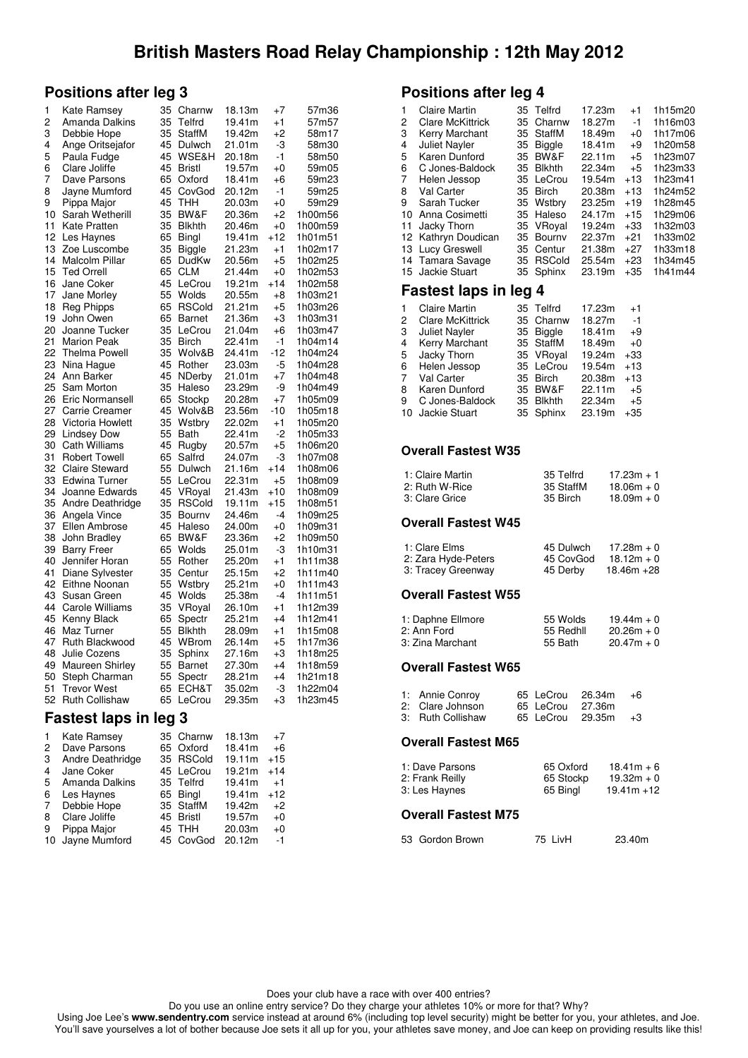# British Masters Road Relay Championship : 12th May 2012

## Positions after leg 3

| Pos | Name | Cat | Club | Lap | +/- | Time |
|---|---|---|---|---|---|---|
| 1 | Kate Ramsey | 35 | Charnw | 18.13m | +7 | 57m36 |
| 2 | Amanda Dalkins | 35 | Telfrd | 19.41m | +1 | 57m57 |
| 3 | Debbie Hope | 35 | StaffM | 19.42m | +2 | 58m17 |
| 4 | Ange Oritsejafor | 45 | Dulwch | 21.01m | -3 | 58m30 |
| 5 | Paula Fudge | 45 | WSE&H | 20.18m | -1 | 58m50 |
| 6 | Clare Joliffe | 45 | Bristl | 19.57m | +0 | 59m05 |
| 7 | Dave Parsons | 65 | Oxford | 18.41m | +6 | 59m23 |
| 8 | Jayne Mumford | 45 | CovGod | 20.12m | -1 | 59m25 |
| 9 | Pippa Major | 45 | THH | 20.03m | +0 | 59m29 |
| 10 | Sarah Wetherill | 35 | BW&F | 20.36m | +2 | 1h00m56 |
| 11 | Kate Pratten | 35 | Blkhth | 20.46m | +0 | 1h00m59 |
| 12 | Les Haynes | 65 | Bingl | 19.41m | +12 | 1h01m51 |
| 13 | Zoe Luscombe | 35 | Biggle | 21.23m | +1 | 1h02m17 |
| 14 | Malcolm Pillar | 65 | DudKw | 20.56m | +5 | 1h02m25 |
| 15 | Ted Orrell | 65 | CLM | 21.44m | +0 | 1h02m53 |
| 16 | Jane Coker | 45 | LeCrou | 19.21m | +14 | 1h02m58 |
| 17 | Jane Morley | 55 | Wolds | 20.55m | +8 | 1h03m21 |
| 18 | Reg Phipps | 65 | RSCold | 21.21m | +5 | 1h03m26 |
| 19 | John Owen | 65 | Barnet | 21.36m | +3 | 1h03m31 |
| 20 | Joanne Tucker | 35 | LeCrou | 21.04m | +6 | 1h03m47 |
| 21 | Marion Peak | 35 | Birch | 22.41m | -1 | 1h04m14 |
| 22 | Thelma Powell | 35 | Wolv&B | 24.41m | -12 | 1h04m24 |
| 23 | Nina Hague | 45 | Rother | 23.03m | -5 | 1h04m28 |
| 24 | Ann Barker | 45 | NDerby | 21.01m | +7 | 1h04m48 |
| 25 | Sam Morton | 35 | Haleso | 23.29m | -9 | 1h04m49 |
| 26 | Eric Normansell | 65 | Stockp | 20.28m | +7 | 1h05m09 |
| 27 | Carrie Creamer | 45 | Wolv&B | 23.56m | -10 | 1h05m18 |
| 28 | Victoria Howlett | 35 | Wstbry | 22.02m | +1 | 1h05m20 |
| 29 | Lindsey Dow | 55 | Bath | 22.41m | -2 | 1h05m33 |
| 30 | Cath Williams | 45 | Rugby | 20.57m | +5 | 1h06m20 |
| 31 | Robert Towell | 65 | Salfrd | 24.07m | -3 | 1h07m08 |
| 32 | Claire Steward | 55 | Dulwch | 21.16m | +14 | 1h08m06 |
| 33 | Edwina Turner | 55 | LeCrou | 22.31m | +5 | 1h08m09 |
| 34 | Joanne Edwards | 45 | VRoyal | 21.43m | +10 | 1h08m09 |
| 35 | Andre Deathridge | 35 | RSCold | 19.11m | +15 | 1h08m51 |
| 36 | Angela Vince | 35 | Bournv | 24.46m | -4 | 1h09m25 |
| 37 | Ellen Ambrose | 45 | Haleso | 24.00m | +0 | 1h09m31 |
| 38 | John Bradley | 65 | BW&F | 23.36m | +2 | 1h09m50 |
| 39 | Barry Freer | 65 | Wolds | 25.01m | -3 | 1h10m31 |
| 40 | Jennifer Horan | 55 | Rother | 25.20m | +1 | 1h11m38 |
| 41 | Diane Sylvester | 35 | Centur | 25.15m | +2 | 1h11m40 |
| 42 | Eithne Noonan | 55 | Wstbry | 25.21m | +0 | 1h11m43 |
| 43 | Susan Green | 45 | Wolds | 25.38m | -4 | 1h11m51 |
| 44 | Carole Williams | 35 | VRoyal | 26.10m | +1 | 1h12m39 |
| 45 | Kenny Black | 65 | Spectr | 25.21m | +4 | 1h12m41 |
| 46 | Maz Turner | 55 | Blkhth | 28.09m | +1 | 1h15m08 |
| 47 | Ruth Blackwood | 45 | WBrom | 26.14m | +5 | 1h17m36 |
| 48 | Julie Cozens | 35 | Sphinx | 27.16m | +3 | 1h18m25 |
| 49 | Maureen Shirley | 55 | Barnet | 27.30m | +4 | 1h18m59 |
| 50 | Steph Charman | 55 | Spectr | 28.21m | +4 | 1h21m18 |
| 51 | Trevor West | 65 | ECH&T | 35.02m | -3 | 1h22m04 |
| 52 | Ruth Collishaw | 65 | LeCrou | 29.35m | +3 | 1h23m45 |

## Fastest laps in leg 3

| Pos | Name | Cat | Club | Lap | +/- |
|---|---|---|---|---|---|
| 1 | Kate Ramsey | 35 | Charnw | 18.13m | +7 |
| 2 | Dave Parsons | 65 | Oxford | 18.41m | +6 |
| 3 | Andre Deathridge | 35 | RSCold | 19.11m | +15 |
| 4 | Jane Coker | 45 | LeCrou | 19.21m | +14 |
| 5 | Amanda Dalkins | 35 | Telfrd | 19.41m | +1 |
| 6 | Les Haynes | 65 | Bingl | 19.41m | +12 |
| 7 | Debbie Hope | 35 | StaffM | 19.42m | +2 |
| 8 | Clare Joliffe | 45 | Bristl | 19.57m | +0 |
| 9 | Pippa Major | 45 | THH | 20.03m | +0 |
| 10 | Jayne Mumford | 45 | CovGod | 20.12m | -1 |

## Positions after leg 4

| Pos | Name | Cat | Club | Lap | +/- | Time |
|---|---|---|---|---|---|---|
| 1 | Claire Martin | 35 | Telfrd | 17.23m | +1 | 1h15m20 |
| 2 | Clare McKittrick | 35 | Charnw | 18.27m | -1 | 1h16m03 |
| 3 | Kerry Marchant | 35 | StaffM | 18.49m | +0 | 1h17m06 |
| 4 | Juliet Nayler | 35 | Biggle | 18.41m | +9 | 1h20m58 |
| 5 | Karen Dunford | 35 | BW&F | 22.11m | +5 | 1h23m07 |
| 6 | C Jones-Baldock | 35 | Blkhth | 22.34m | +5 | 1h23m33 |
| 7 | Helen Jessop | 35 | LeCrou | 19.54m | +13 | 1h23m41 |
| 8 | Val Carter | 35 | Birch | 20.38m | +13 | 1h24m52 |
| 9 | Sarah Tucker | 35 | Wstbry | 23.25m | +19 | 1h28m45 |
| 10 | Anna Cosimetti | 35 | Haleso | 24.17m | +15 | 1h29m06 |
| 11 | Jacky Thorn | 35 | VRoyal | 19.24m | +33 | 1h32m03 |
| 12 | Kathryn Doudican | 35 | Bournv | 22.37m | +21 | 1h33m02 |
| 13 | Lucy Greswell | 35 | Centur | 21.38m | +27 | 1h33m18 |
| 14 | Tamara Savage | 35 | RSCold | 25.54m | +23 | 1h34m45 |
| 15 | Jackie Stuart | 35 | Sphinx | 23.19m | +35 | 1h41m44 |

## Fastest laps in leg 4

| Pos | Name | Cat | Club | Lap | +/- |
|---|---|---|---|---|---|
| 1 | Claire Martin | 35 | Telfrd | 17.23m | +1 |
| 2 | Clare McKittrick | 35 | Charnw | 18.27m | -1 |
| 3 | Juliet Nayler | 35 | Biggle | 18.41m | +9 |
| 4 | Kerry Marchant | 35 | StaffM | 18.49m | +0 |
| 5 | Jacky Thorn | 35 | VRoyal | 19.24m | +33 |
| 6 | Helen Jessop | 35 | LeCrou | 19.54m | +13 |
| 7 | Val Carter | 35 | Birch | 20.38m | +13 |
| 8 | Karen Dunford | 35 | BW&F | 22.11m | +5 |
| 9 | C Jones-Baldock | 35 | Blkhth | 22.34m | +5 |
| 10 | Jackie Stuart | 35 | Sphinx | 23.19m | +35 |

### Overall Fastest W35

| Pos | Name | Club | Time |
|---|---|---|---|
| 1: | Claire Martin | 35 Telfrd | 17.23m + 1 |
| 2: | Ruth W-Rice | 35 StaffM | 18.06m + 0 |
| 3: | Clare Grice | 35 Birch | 18.09m + 0 |

### Overall Fastest W45

| Pos | Name | Club | Time |
|---|---|---|---|
| 1: | Clare Elms | 45 Dulwch | 17.28m + 0 |
| 2: | Zara Hyde-Peters | 45 CovGod | 18.12m + 0 |
| 3: | Tracey Greenway | 45 Derby | 18.46m +28 |

### Overall Fastest W55

| Pos | Name | Club | Time |
|---|---|---|---|
| 1: | Daphne Ellmore | 55 Wolds | 19.44m + 0 |
| 2: | Ann Ford | 55 Redhll | 20.26m + 0 |
| 3: | Zina Marchant | 55 Bath | 20.47m + 0 |

### Overall Fastest W65

| Pos | Name | Club | Time | +/- |
|---|---|---|---|---|
| 1: | Annie Conroy | 65 LeCrou | 26.34m | +6 |
| 2: | Clare Johnson | 65 LeCrou | 27.36m | |
| 3: | Ruth Collishaw | 65 LeCrou | 29.35m | +3 |

### Overall Fastest M65

| Pos | Name | Club | Time |
|---|---|---|---|
| 1: | Dave Parsons | 65 Oxford | 18.41m + 6 |
| 2: | Frank Reilly | 65 Stockp | 19.32m + 0 |
| 3: | Les Haynes | 65 Bingl | 19.41m +12 |

### Overall Fastest M75

| Pos | Name | Club | Time |
|---|---|---|---|
| 53 | Gordon Brown | 75 LivH | 23.40m |

Does your club have a race with over 400 entries?
Do you use an online entry service? Do they charge your athletes 10% or more for that? Why?
Using Joe Lee's **www.sendentry.com** service instead at around 6% (including top level security) might be better for you, your athletes, and Joe.
You'll save yourselves a lot of bother because Joe sets it all up for you, your athletes save money, and Joe can keep on providing results like this!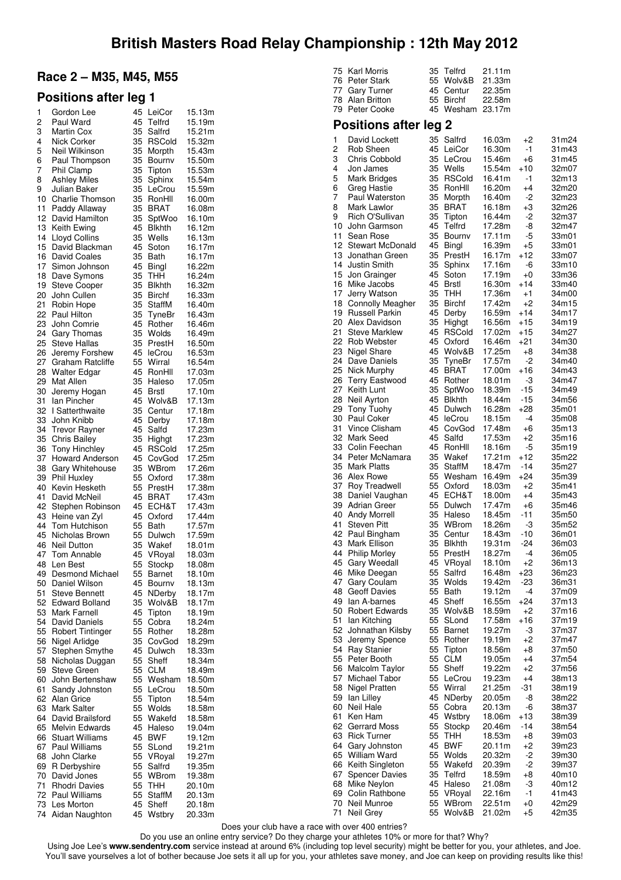# British Masters Road Relay Championship : 12th May 2012

## Race 2 – M35, M45, M55

### Positions after leg 1

| Pos | Name | Cat | Club | Time |
|---|---|---|---|---|
| 1 | Gordon Lee | 45 | LeiCor | 15.13m |
| 2 | Paul Ward | 45 | Telfrd | 15.19m |
| 3 | Martin Cox | 35 | Salfrd | 15.21m |
| 4 | Nick Corker | 35 | RSCold | 15.32m |
| 5 | Neil Wilkinson | 35 | Morpth | 15.43m |
| 6 | Paul Thompson | 35 | Bournv | 15.50m |
| 7 | Phil Clamp | 35 | Tipton | 15.53m |
| 8 | Ashley Miles | 35 | Sphinx | 15.54m |
| 9 | Julian Baker | 35 | LeCrou | 15.59m |
| 10 | Charlie Thomson | 35 | RonHll | 16.00m |
| 11 | Paddy Allaway | 35 | BRAT | 16.08m |
| 12 | David Hamilton | 35 | SptWoo | 16.10m |
| 13 | Keith Ewing | 45 | Blkhth | 16.12m |
| 14 | Lloyd Collins | 35 | Wells | 16.13m |
| 15 | David Blackman | 45 | Soton | 16.17m |
| 16 | David Coales | 35 | Bath | 16.17m |
| 17 | Simon Johnson | 45 | Bingl | 16.22m |
| 18 | Dave Symons | 35 | THH | 16.24m |
| 19 | Steve Cooper | 35 | Blkhth | 16.32m |
| 20 | John Cullen | 35 | Birchf | 16.33m |
| 21 | Robin Hope | 35 | StaffM | 16.40m |
| 22 | Paul Hilton | 35 | TyneBr | 16.43m |
| 23 | John Comrie | 45 | Rother | 16.46m |
| 24 | Gary Thomas | 35 | Wolds | 16.49m |
| 25 | Steve Hallas | 35 | PrestH | 16.50m |
| 26 | Jeremy Forshew | 45 | leCrou | 16.53m |
| 27 | Graham Ratcliffe | 55 | Wirral | 16.54m |
| 28 | Walter Edgar | 45 | RonHll | 17.03m |
| 29 | Mat Allen | 35 | Haleso | 17.05m |
| 30 | Jeremy Hogan | 45 | Brstl | 17.10m |
| 31 | Ian Pincher | 45 | Wolv&B | 17.13m |
| 32 | I Satterthwaite | 35 | Centur | 17.18m |
| 33 | John Knibb | 45 | Derby | 17.18m |
| 34 | Trevor Rayner | 45 | Salfd | 17.23m |
| 35 | Chris Bailey | 35 | Highgt | 17.23m |
| 36 | Tony Hinchley | 45 | RSCold | 17.25m |
| 37 | Howard Anderson | 45 | CovGod | 17.25m |
| 38 | Gary Whitehouse | 35 | WBrom | 17.26m |
| 39 | Phil Huxley | 55 | Oxford | 17.38m |
| 40 | Kevin Hesketh | 55 | PrestH | 17.38m |
| 41 | David McNeil | 45 | BRAT | 17.43m |
| 42 | Stephen Robinson | 45 | ECH&T | 17.43m |
| 43 | Heine van Zyl | 45 | Oxford | 17.44m |
| 44 | Tom Hutchison | 55 | Bath | 17.57m |
| 45 | Nicholas Brown | 55 | Dulwch | 17.59m |
| 46 | Neil Dutton | 35 | Wakef | 18.01m |
| 47 | Tom Annable | 45 | VRoyal | 18.03m |
| 48 | Len Best | 55 | Stockp | 18.08m |
| 49 | Desmond Michael | 55 | Barnet | 18.10m |
| 50 | Daniel Wilson | 45 | Bournv | 18.13m |
| 51 | Steve Bennett | 45 | NDerby | 18.17m |
| 52 | Edward Bolland | 35 | Wolv&B | 18.17m |
| 53 | Mark Farnell | 45 | Tipton | 18.19m |
| 54 | David Daniels | 55 | Cobra | 18.24m |
| 55 | Robert Tintinger | 55 | Rother | 18.28m |
| 56 | Nigel Arlidge | 35 | CovGod | 18.29m |
| 57 | Stephen Smythe | 45 | Dulwch | 18.33m |
| 58 | Nicholas Duggan | 55 | Sheff | 18.34m |
| 59 | Steve Green | 55 | CLM | 18.49m |
| 60 | John Bertenshaw | 55 | Wesham | 18.50m |
| 61 | Sandy Johnston | 55 | LeCrou | 18.50m |
| 62 | Alan Grice | 55 | Tipton | 18.54m |
| 63 | Mark Salter | 55 | Wolds | 18.58m |
| 64 | David Brailsford | 55 | Wakefd | 18.58m |
| 65 | Melvin Edwards | 45 | Haleso | 19.04m |
| 66 | Stuart Williams | 45 | BWF | 19.12m |
| 67 | Paul Williams | 55 | SLond | 19.21m |
| 68 | John Clarke | 55 | VRoyal | 19.27m |
| 69 | R Derbyshire | 55 | Salfrd | 19.35m |
| 70 | David Jones | 55 | WBrom | 19.38m |
| 71 | Rhodri Davies | 55 | THH | 20.10m |
| 72 | Paul Williams | 55 | StaffM | 20.13m |
| 73 | Les Morton | 45 | Sheff | 20.18m |
| 74 | Aidan Naughton | 45 | Wstbry | 20.33m |
| 75 | Karl Morris | 35 | Telfrd | 21.11m |
| 76 | Peter Stark | 55 | Wolv&B | 21.33m |
| 77 | Gary Turner | 45 | Centur | 22.35m |
| 78 | Alan Britton | 55 | Birchf | 22.58m |
| 79 | Peter Cooke | 45 | Wesham | 23.17m |

### Positions after leg 2

| Pos | Name | Cat | Club | Leg time | +/- | Total |
|---|---|---|---|---|---|---|
| 1 | David Lockett | 35 | Salfrd | 16.03m | +2 | 31m24 |
| 2 | Rob Sheen | 45 | LeiCor | 16.30m | -1 | 31m43 |
| 3 | Chris Cobbold | 35 | LeCrou | 15.46m | +6 | 31m45 |
| 4 | Jon James | 35 | Wells | 15.54m | +10 | 32m07 |
| 5 | Mark Bridges | 35 | RSCold | 16.41m | -1 | 32m13 |
| 6 | Greg Hastie | 35 | RonHll | 16.20m | +4 | 32m20 |
| 7 | Paul Waterston | 35 | Morpth | 16.40m | -2 | 32m23 |
| 8 | Mark Lawlor | 35 | BRAT | 16.18m | +3 | 32m26 |
| 9 | Rich O'Sullivan | 35 | Tipton | 16.44m | -2 | 32m37 |
| 10 | John Garmson | 45 | Telfrd | 17.28m | -8 | 32m47 |
| 11 | Sean Rose | 35 | Bournv | 17.11m | -5 | 33m01 |
| 12 | Stewart McDonald | 45 | Bingl | 16.39m | +5 | 33m01 |
| 13 | Jonathan Green | 35 | PrestH | 16.17m | +12 | 33m07 |
| 14 | Justin Smith | 35 | Sphinx | 17.16m | -6 | 33m10 |
| 15 | Jon Grainger | 45 | Soton | 17.19m | +0 | 33m36 |
| 16 | Mike Jacobs | 45 | Brstl | 16.30m | +14 | 33m40 |
| 17 | Jerry Watson | 35 | THH | 17.36m | +1 | 34m00 |
| 18 | Connolly Meagher | 35 | Birchf | 17.42m | +2 | 34m15 |
| 19 | Russell Parkin | 45 | Derby | 16.59m | +14 | 34m17 |
| 20 | Alex Davidson | 35 | Highgt | 16.56m | +15 | 34m19 |
| 21 | Steve Marklew | 45 | RSCold | 17.02m | +15 | 34m27 |
| 22 | Rob Webster | 45 | Oxford | 16.46m | +21 | 34m30 |
| 23 | Nigel Share | 45 | Wolv&B | 17.25m | +8 | 34m38 |
| 24 | Dave Daniels | 35 | TyneBr | 17.57m | -2 | 34m40 |
| 25 | Nick Murphy | 45 | BRAT | 17.00m | +16 | 34m43 |
| 26 | Terry Eastwood | 45 | Rother | 18.01m | -3 | 34m47 |
| 27 | Keith Lunt | 35 | SptWoo | 18.39m | -15 | 34m49 |
| 28 | Neil Ayrton | 45 | Blkhth | 18.44m | -15 | 34m56 |
| 29 | Tony Tuohy | 45 | Dulwch | 16.28m | +28 | 35m01 |
| 30 | Paul Coker | 45 | leCrou | 18.15m | -4 | 35m08 |
| 31 | Vince Clisham | 45 | CovGod | 17.48m | +6 | 35m13 |
| 32 | Mark Seed | 45 | Salfd | 17.53m | +2 | 35m16 |
| 33 | Colin Feechan | 45 | RonHll | 18.16m | -5 | 35m19 |
| 34 | Peter McNamara | 35 | Wakef | 17.21m | +12 | 35m22 |
| 35 | Mark Platts | 35 | StaffM | 18.47m | -14 | 35m27 |
| 36 | Alex Rowe | 55 | Wesham | 16.49m | +24 | 35m39 |
| 37 | Roy Treadwell | 55 | Oxford | 18.03m | +2 | 35m41 |
| 38 | Daniel Vaughan | 45 | ECH&T | 18.00m | +4 | 35m43 |
| 39 | Adrian Greer | 55 | Dulwch | 17.47m | +6 | 35m46 |
| 40 | Andy Morrell | 35 | Haleso | 18.45m | -11 | 35m50 |
| 41 | Steven Pitt | 35 | WBrom | 18.26m | -3 | 35m52 |
| 42 | Paul Bingham | 35 | Centur | 18.43m | -10 | 36m01 |
| 43 | Mark Ellison | 35 | Blkhth | 19.31m | -24 | 36m03 |
| 44 | Philip Morley | 55 | PrestH | 18.27m | -4 | 36m05 |
| 45 | Gary Weedall | 45 | VRoyal | 18.10m | +2 | 36m13 |
| 46 | Mike Deegan | 55 | Salfrd | 16.48m | +23 | 36m23 |
| 47 | Gary Coulam | 35 | Wolds | 19.42m | -23 | 36m31 |
| 48 | Geoff Davies | 55 | Bath | 19.12m | -4 | 37m09 |
| 49 | Ian A-barnes | 45 | Sheff | 16.55m | +24 | 37m13 |
| 50 | Robert Edwards | 35 | Wolv&B | 18.59m | +2 | 37m16 |
| 51 | Ian Kitching | 55 | SLond | 17.58m | +16 | 37m19 |
| 52 | Johnathan Kilsby | 55 | Barnet | 19.27m | -3 | 37m37 |
| 53 | Jeremy Spence | 55 | Rother | 19.19m | +2 | 37m47 |
| 54 | Ray Stanier | 55 | Tipton | 18.56m | +8 | 37m50 |
| 55 | Peter Booth | 55 | CLM | 19.05m | +4 | 37m54 |
| 56 | Malcolm Taylor | 55 | Sheff | 19.22m | +2 | 37m56 |
| 57 | Michael Tabor | 55 | LeCrou | 19.23m | +4 | 38m13 |
| 58 | Nigel Pratten | 55 | Wirral | 21.25m | -31 | 38m19 |
| 59 | Ian Lilley | 45 | NDerby | 20.05m | -8 | 38m22 |
| 60 | Neil Hale | 55 | Cobra | 20.13m | -6 | 38m37 |
| 61 | Ken Ham | 45 | Wstbry | 18.06m | +13 | 38m39 |
| 62 | Gerrard Moss | 55 | Stockp | 20.46m | -14 | 38m54 |
| 63 | Rick Turner | 55 | THH | 18.53m | +8 | 39m03 |
| 64 | Gary Johnston | 45 | BWF | 20.11m | +2 | 39m23 |
| 65 | William Ward | 55 | Wolds | 20.32m | -2 | 39m30 |
| 66 | Keith Singleton | 55 | Wakefd | 20.39m | -2 | 39m37 |
| 67 | Spencer Davies | 35 | Telfrd | 18.59m | +8 | 40m10 |
| 68 | Mike Neylon | 45 | Haleso | 21.08m | -3 | 40m12 |
| 69 | Colin Rathbone | 55 | VRoyal | 22.16m | -1 | 41m43 |
| 70 | Neil Munroe | 55 | WBrom | 22.51m | +0 | 42m29 |
| 71 | Neil Grey | 55 | Wolv&B | 21.02m | +5 | 42m35 |

Does your club have a race with over 400 entries?

Do you use an online entry service? Do they charge your athletes 10% or more for that? Why?

Using Joe Lee's **www.sendentry.com** service instead at around 6% (including top level security) might be better for you, your athletes, and Joe. You'll save yourselves a lot of bother because Joe sets it all up for you, your athletes save money, and Joe can keep on providing results like this!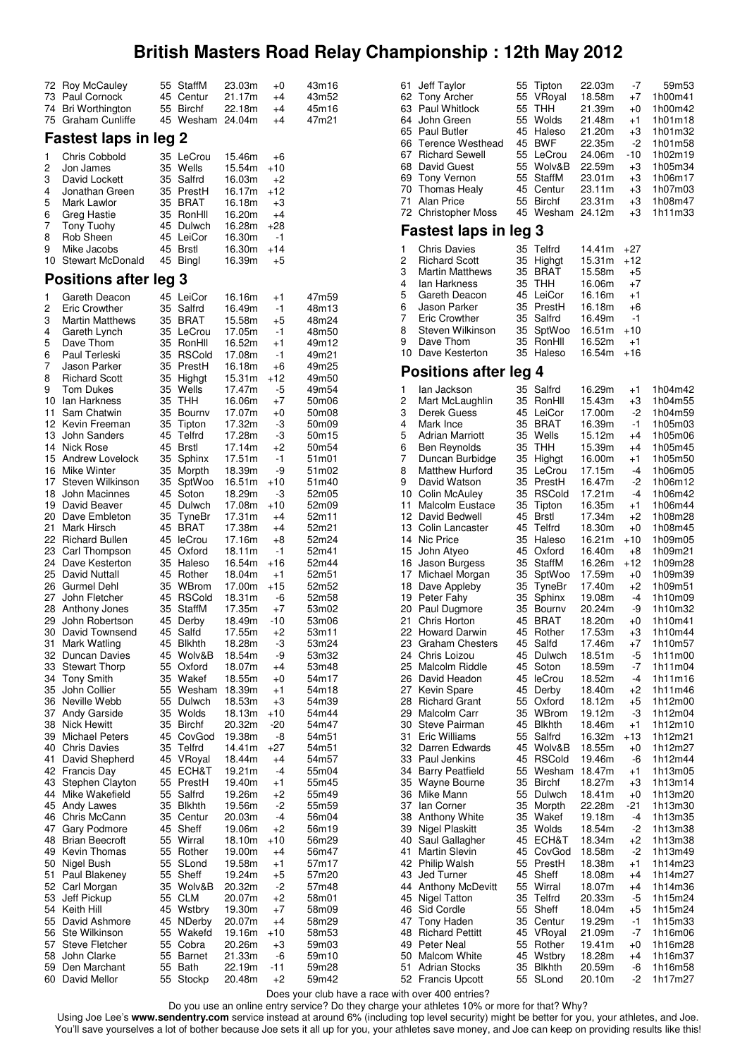# British Masters Road Relay Championship : 12th May 2012

| Pos | Name | Age | Club | Time | +/- | Total |
|---|---|---|---|---|---|---|
| 72 | Roy McCauley | 55 | StaffM | 23.03m | +0 | 43m16 |
| 73 | Paul Cornock | 45 | Centur | 21.17m | +4 | 43m52 |
| 74 | Bri Worthington | 55 | Birchf | 22.18m | +4 | 45m16 |
| 75 | Graham Cunliffe | 45 | Wesham | 24.04m | +4 | 47m21 |

## Fastest laps in leg 2

| Pos | Name | Age | Club | Time | +/- |
|---|---|---|---|---|---|
| 1 | Chris Cobbold | 35 | LeCrou | 15.46m | +6 |
| 2 | Jon James | 35 | Wells | 15.54m | +10 |
| 3 | David Lockett | 35 | Salfrd | 16.03m | +2 |
| 4 | Jonathan Green | 35 | PrestH | 16.17m | +12 |
| 5 | Mark Lawlor | 35 | BRAT | 16.18m | +3 |
| 6 | Greg Hastie | 35 | RonHll | 16.20m | +4 |
| 7 | Tony Tuohy | 45 | Dulwch | 16.28m | +28 |
| 8 | Rob Sheen | 45 | LeiCor | 16.30m | -1 |
| 9 | Mike Jacobs | 45 | Brstl | 16.30m | +14 |
| 10 | Stewart McDonald | 45 | Bingl | 16.39m | +5 |

## Positions after leg 3

| Pos | Name | Age | Club | Time | +/- | Total |
|---|---|---|---|---|---|---|
| 1 | Gareth Deacon | 45 | LeiCor | 16.16m | +1 | 47m59 |
| 2 | Eric Crowther | 35 | Salfrd | 16.49m | -1 | 48m13 |
| 3 | Martin Matthews | 35 | BRAT | 15.58m | +5 | 48m24 |
| 4 | Gareth Lynch | 35 | LeCrou | 17.05m | -1 | 48m50 |
| 5 | Dave Thom | 35 | RonHll | 16.52m | +1 | 49m12 |
| 6 | Paul Terleski | 35 | RSCold | 17.08m | -1 | 49m21 |
| 7 | Jason Parker | 35 | PrestH | 16.18m | +6 | 49m25 |
| 8 | Richard Scott | 35 | Highgt | 15.31m | +12 | 49m50 |
| 9 | Tom Dukes | 35 | Wells | 17.47m | -5 | 49m54 |
| 10 | Ian Harkness | 35 | THH | 16.06m | +7 | 50m06 |
| 11 | Sam Chatwin | 35 | Bournv | 17.07m | +0 | 50m08 |
| 12 | Kevin Freeman | 35 | Tipton | 17.32m | -3 | 50m09 |
| 13 | John Sanders | 45 | Telfrd | 17.28m | -3 | 50m15 |
| 14 | Nick Rose | 45 | Brstl | 17.14m | +2 | 50m54 |
| 15 | Andrew Lovelock | 35 | Sphinx | 17.51m | -1 | 51m01 |
| 16 | Mike Winter | 35 | Morpth | 18.39m | -9 | 51m02 |
| 17 | Steven Wilkinson | 35 | SptWoo | 16.51m | +10 | 51m40 |
| 18 | John Macinnes | 45 | Soton | 18.29m | -3 | 52m05 |
| 19 | David Beaver | 45 | Dulwch | 17.08m | +10 | 52m09 |
| 20 | Dave Embleton | 35 | TyneBr | 17.31m | +4 | 52m11 |
| 21 | Mark Hirsch | 45 | BRAT | 17.38m | +4 | 52m21 |
| 22 | Richard Bullen | 45 | leCrou | 17.16m | +8 | 52m24 |
| 23 | Carl Thompson | 45 | Oxford | 18.11m | -1 | 52m41 |
| 24 | Dave Kesterton | 35 | Haleso | 16.54m | +16 | 52m44 |
| 25 | David Nuttall | 45 | Rother | 18.04m | +1 | 52m51 |
| 26 | Gurmel Dehl | 35 | WBrom | 17.00m | +15 | 52m52 |
| 27 | John Fletcher | 45 | RSCold | 18.31m | -6 | 52m58 |
| 28 | Anthony Jones | 35 | StaffM | 17.35m | +7 | 53m02 |
| 29 | John Robertson | 45 | Derby | 18.49m | -10 | 53m06 |
| 30 | David Townsend | 45 | Salfd | 17.55m | +2 | 53m11 |
| 31 | Mark Watling | 45 | Blkhth | 18.28m | -3 | 53m24 |
| 32 | Duncan Davies | 45 | Wolv&B | 18.54m | -9 | 53m32 |
| 33 | Stewart Thorp | 55 | Oxford | 18.07m | +4 | 53m48 |
| 34 | Tony Smith | 35 | Wakef | 18.55m | +0 | 54m17 |
| 35 | John Collier | 55 | Wesham | 18.39m | +1 | 54m18 |
| 36 | Neville Webb | 55 | Dulwch | 18.53m | +3 | 54m39 |
| 37 | Andy Garside | 35 | Wolds | 18.13m | +10 | 54m44 |
| 38 | Nick Hewitt | 35 | Birchf | 20.32m | -20 | 54m47 |
| 39 | Michael Peters | 45 | CovGod | 19.38m | -8 | 54m51 |
| 40 | Chris Davies | 35 | Telfrd | 14.41m | +27 | 54m51 |
| 41 | David Shepherd | 45 | VRoyal | 18.44m | +4 | 54m57 |
| 42 | Francis Day | 45 | ECH&T | 19.21m | -4 | 55m04 |
| 43 | Stephen Clayton | 55 | PrestH | 19.40m | +1 | 55m45 |
| 44 | Mike Wakefield | 55 | Salfrd | 19.26m | +2 | 55m49 |
| 45 | Andy Lawes | 35 | Blkhth | 19.56m | -2 | 55m59 |
| 46 | Chris McCann | 35 | Centur | 20.03m | -4 | 56m04 |
| 47 | Gary Podmore | 45 | Sheff | 19.06m | +2 | 56m19 |
| 48 | Brian Beecroft | 55 | Wirral | 18.10m | +10 | 56m29 |
| 49 | Kevin Thomas | 55 | Rother | 19.00m | +4 | 56m47 |
| 50 | Nigel Bush | 55 | SLond | 19.58m | +1 | 57m17 |
| 51 | Paul Blakeney | 55 | Sheff | 19.24m | +5 | 57m20 |
| 52 | Carl Morgan | 35 | Wolv&B | 20.32m | -2 | 57m48 |
| 53 | Jeff Pickup | 55 | CLM | 20.07m | +2 | 58m01 |
| 54 | Keith Hill | 45 | Wstbry | 19.30m | +7 | 58m09 |
| 55 | David Ashmore | 45 | NDerby | 20.07m | +4 | 58m29 |
| 56 | Ste Wilkinson | 55 | Wakefd | 19.16m | +10 | 58m53 |
| 57 | Steve Fletcher | 55 | Cobra | 20.26m | +3 | 59m03 |
| 58 | John Clarke | 55 | Barnet | 21.33m | -6 | 59m10 |
| 59 | Den Marchant | 55 | Bath | 22.19m | -11 | 59m28 |
| 60 | David Mellor | 55 | Stockp | 20.48m | +2 | 59m42 |
| 61 | Jeff Taylor | 55 | Tipton | 22.03m | -7 | 59m53 |
| 62 | Tony Archer | 55 | VRoyal | 18.58m | +7 | 1h00m41 |
| 63 | Paul Whitlock | 55 | THH | 21.39m | +0 | 1h00m42 |
| 64 | John Green | 55 | Wolds | 21.48m | +1 | 1h01m18 |
| 65 | Paul Butler | 45 | Haleso | 21.20m | +3 | 1h01m32 |
| 66 | Terence Westhead | 45 | BWF | 22.35m | -2 | 1h01m58 |
| 67 | Richard Sewell | 55 | LeCrou | 24.06m | -10 | 1h02m19 |
| 68 | David Guest | 55 | Wolv&B | 22.59m | +3 | 1h05m34 |
| 69 | Tony Vernon | 55 | StaffM | 23.01m | +3 | 1h06m17 |
| 70 | Thomas Healy | 45 | Centur | 23.11m | +3 | 1h07m03 |
| 71 | Alan Price | 55 | Birchf | 23.31m | +3 | 1h08m47 |
| 72 | Christopher Moss | 45 | Wesham | 24.12m | +3 | 1h11m33 |

## Fastest laps in leg 3

| Pos | Name | Age | Club | Time | +/- |
|---|---|---|---|---|---|
| 1 | Chris Davies | 35 | Telfrd | 14.41m | +27 |
| 2 | Richard Scott | 35 | Highgt | 15.31m | +12 |
| 3 | Martin Matthews | 35 | BRAT | 15.58m | +5 |
| 4 | Ian Harkness | 35 | THH | 16.06m | +7 |
| 5 | Gareth Deacon | 45 | LeiCor | 16.16m | +1 |
| 6 | Jason Parker | 35 | PrestH | 16.18m | +6 |
| 7 | Eric Crowther | 35 | Salfrd | 16.49m | -1 |
| 8 | Steven Wilkinson | 35 | SptWoo | 16.51m | +10 |
| 9 | Dave Thom | 35 | RonHll | 16.52m | +1 |
| 10 | Dave Kesterton | 35 | Haleso | 16.54m | +16 |

## Positions after leg 4

| Pos | Name | Age | Club | Time | +/- | Total |
|---|---|---|---|---|---|---|
| 1 | Ian Jackson | 35 | Salfrd | 16.29m | +1 | 1h04m42 |
| 2 | Mart McLaughlin | 35 | RonHll | 15.43m | +3 | 1h04m55 |
| 3 | Derek Guess | 45 | LeiCor | 17.00m | -2 | 1h04m59 |
| 4 | Mark Ince | 35 | BRAT | 16.39m | -1 | 1h05m03 |
| 5 | Adrian Marriott | 35 | Wells | 15.12m | +4 | 1h05m06 |
| 6 | Ben Reynolds | 35 | THH | 15.39m | +4 | 1h05m45 |
| 7 | Duncan Burbidge | 35 | Highgt | 16.00m | +1 | 1h05m50 |
| 8 | Matthew Hurford | 35 | LeCrou | 17.15m | -4 | 1h06m05 |
| 9 | David Watson | 35 | PrestH | 16.47m | -2 | 1h06m12 |
| 10 | Colin McAuley | 35 | RSCold | 17.21m | -4 | 1h06m42 |
| 11 | Malcolm Eustace | 35 | Tipton | 16.35m | +1 | 1h06m44 |
| 12 | David Bedwell | 45 | Brstl | 17.34m | +2 | 1h08m28 |
| 13 | Colin Lancaster | 45 | Telfrd | 18.30m | +0 | 1h08m45 |
| 14 | Nic Price | 35 | Haleso | 16.21m | +10 | 1h09m05 |
| 15 | John Atyeo | 45 | Oxford | 16.40m | +8 | 1h09m21 |
| 16 | Jason Burgess | 35 | StaffM | 16.26m | +12 | 1h09m28 |
| 17 | Michael Morgan | 35 | SptWoo | 17.59m | +0 | 1h09m39 |
| 18 | Dave Appleby | 35 | TyneBr | 17.40m | +2 | 1h09m51 |
| 19 | Peter Fahy | 35 | Sphinx | 19.08m | -4 | 1h10m09 |
| 20 | Paul Dugmore | 35 | Bournv | 20.24m | -9 | 1h10m32 |
| 21 | Chris Horton | 45 | BRAT | 18.20m | +0 | 1h10m41 |
| 22 | Howard Darwin | 45 | Rother | 17.53m | +3 | 1h10m44 |
| 23 | Graham Chesters | 45 | Salfd | 17.46m | +7 | 1h10m57 |
| 24 | Chris Loizou | 45 | Dulwch | 18.51m | -5 | 1h11m00 |
| 25 | Malcolm Riddle | 45 | Soton | 18.59m | -7 | 1h11m04 |
| 26 | David Headon | 45 | leCrou | 18.52m | -4 | 1h11m16 |
| 27 | Kevin Spare | 45 | Derby | 18.40m | +2 | 1h11m46 |
| 28 | Richard Grant | 55 | Oxford | 18.12m | +5 | 1h12m00 |
| 29 | Malcolm Carr | 35 | WBrom | 19.12m | -3 | 1h12m04 |
| 30 | Steve Pairman | 45 | Blkhth | 18.46m | +1 | 1h12m10 |
| 31 | Eric Williams | 55 | Salfrd | 16.32m | +13 | 1h12m21 |
| 32 | Darren Edwards | 45 | Wolv&B | 18.55m | +0 | 1h12m27 |
| 33 | Paul Jenkins | 45 | RSCold | 19.46m | -6 | 1h12m44 |
| 34 | Barry Peatfield | 55 | Wesham | 18.47m | +1 | 1h13m05 |
| 35 | Wayne Bourne | 35 | Birchf | 18.27m | +3 | 1h13m14 |
| 36 | Mike Mann | 55 | Dulwch | 18.41m | +0 | 1h13m20 |
| 37 | Ian Corner | 35 | Morpth | 22.28m | -21 | 1h13m30 |
| 38 | Anthony White | 35 | Wakef | 19.18m | -4 | 1h13m35 |
| 39 | Nigel Plaskitt | 35 | Wolds | 18.54m | -2 | 1h13m38 |
| 40 | Saul Gallagher | 45 | ECH&T | 18.34m | +2 | 1h13m38 |
| 41 | Martin Slevin | 45 | CovGod | 18.58m | -2 | 1h13m49 |
| 42 | Philip Walsh | 55 | PrestH | 18.38m | +1 | 1h14m23 |
| 43 | Jed Turner | 45 | Sheff | 18.08m | +4 | 1h14m27 |
| 44 | Anthony McDevitt | 55 | Wirral | 18.07m | +4 | 1h14m36 |
| 45 | Nigel Tatton | 35 | Telfrd | 20.33m | -5 | 1h15m24 |
| 46 | Sid Cordle | 55 | Sheff | 18.04m | +5 | 1h15m24 |
| 47 | Tony Haden | 35 | Centur | 19.29m | -1 | 1h15m33 |
| 48 | Richard Pettitt | 45 | VRoyal | 21.09m | -7 | 1h16m06 |
| 49 | Peter Neal | 55 | Rother | 19.41m | +0 | 1h16m28 |
| 50 | Malcom White | 45 | Wstbry | 18.28m | +4 | 1h16m37 |
| 51 | Adrian Stocks | 35 | Blkhth | 20.59m | -6 | 1h16m58 |
| 52 | Francis Upcott | 55 | SLond | 20.10m | -2 | 1h17m27 |

Does your club have a race with over 400 entries?

Do you use an online entry service? Do they charge your athletes 10% or more for that? Why?

Using Joe Lee's **www.sendentry.com** service instead at around 6% (including top level security) might be better for you, your athletes, and Joe. You'll save yourselves a lot of bother because Joe sets it all up for you, your athletes save money, and Joe can keep on providing results like this!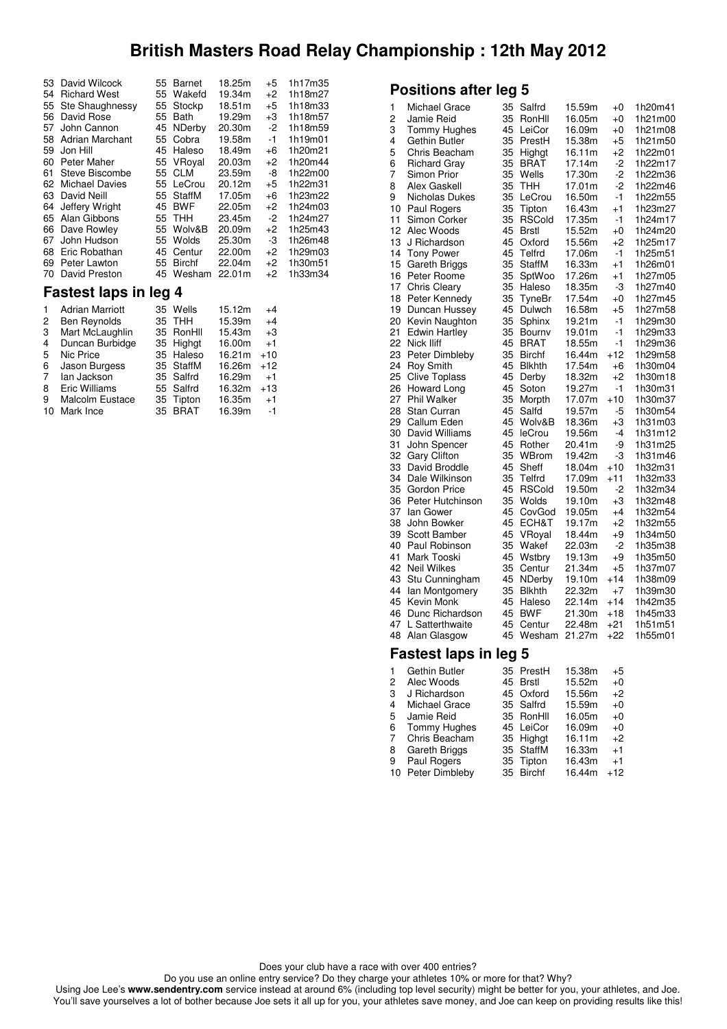# British Masters Road Relay Championship : 12th May 2012

| Pos | Name | Cat | Club | Time | +/- | Total |
|---|---|---|---|---|---|---|
| 53 | David Wilcock | 55 | Barnet | 18.25m | +5 | 1h17m35 |
| 54 | Richard West | 55 | Wakefd | 19.34m | +2 | 1h18m27 |
| 55 | Ste Shaughnessy | 55 | Stockp | 18.51m | +5 | 1h18m33 |
| 56 | David Rose | 55 | Bath | 19.29m | +3 | 1h18m57 |
| 57 | John Cannon | 45 | NDerby | 20.30m | -2 | 1h18m59 |
| 58 | Adrian Marchant | 55 | Cobra | 19.58m | -1 | 1h19m01 |
| 59 | Jon Hill | 45 | Haleso | 18.49m | +6 | 1h20m21 |
| 60 | Peter Maher | 55 | VRoyal | 20.03m | +2 | 1h20m44 |
| 61 | Steve Biscombe | 55 | CLM | 23.59m | -8 | 1h22m00 |
| 62 | Michael Davies | 55 | LeCrou | 20.12m | +5 | 1h22m31 |
| 63 | David Neill | 55 | StaffM | 17.05m | +6 | 1h23m22 |
| 64 | Jeffery Wright | 45 | BWF | 22.05m | +2 | 1h24m03 |
| 65 | Alan Gibbons | 55 | THH | 23.45m | -2 | 1h24m27 |
| 66 | Dave Rowley | 55 | Wolv&B | 20.09m | +2 | 1h25m43 |
| 67 | John Hudson | 55 | Wolds | 25.30m | -3 | 1h26m48 |
| 68 | Eric Robathan | 45 | Centur | 22.00m | +2 | 1h29m03 |
| 69 | Peter Lawton | 55 | Birchf | 22.04m | +2 | 1h30m51 |
| 70 | David Preston | 45 | Wesham | 22.01m | +2 | 1h33m34 |

## Fastest laps in leg 4

| Pos | Name | Cat | Club | Time | +/- |
|---|---|---|---|---|---|
| 1 | Adrian Marriott | 35 | Wells | 15.12m | +4 |
| 2 | Ben Reynolds | 35 | THH | 15.39m | +4 |
| 3 | Mart McLaughlin | 35 | RonHll | 15.43m | +3 |
| 4 | Duncan Burbidge | 35 | Hightgt | 16.00m | +1 |
| 5 | Nic Price | 35 | Haleso | 16.21m | +10 |
| 6 | Jason Burgess | 35 | StaffM | 16.26m | +12 |
| 7 | Ian Jackson | 35 | Salfrd | 16.29m | +1 |
| 8 | Eric Williams | 55 | Salfrd | 16.32m | +13 |
| 9 | Malcolm Eustace | 35 | Tipton | 16.35m | +1 |
| 10 | Mark Ince | 35 | BRAT | 16.39m | -1 |

## Positions after leg 5

| Pos | Name | Cat | Club | Time | +/- | Total |
|---|---|---|---|---|---|---|
| 1 | Michael Grace | 35 | Salfrd | 15.59m | +0 | 1h20m41 |
| 2 | Jamie Reid | 35 | RonHll | 16.05m | +0 | 1h21m00 |
| 3 | Tommy Hughes | 45 | LeiCor | 16.09m | +0 | 1h21m08 |
| 4 | Gethin Butler | 35 | PrestH | 15.38m | +5 | 1h21m50 |
| 5 | Chris Beacham | 35 | Hightgt | 16.11m | +2 | 1h22m01 |
| 6 | Richard Gray | 35 | BRAT | 17.14m | -2 | 1h22m17 |
| 7 | Simon Prior | 35 | Wells | 17.30m | -2 | 1h22m36 |
| 8 | Alex Gaskell | 35 | THH | 17.01m | -2 | 1h22m46 |
| 9 | Nicholas Dukes | 35 | LeCrou | 16.50m | -1 | 1h22m55 |
| 10 | Paul Rogers | 35 | Tipton | 16.43m | +1 | 1h23m27 |
| 11 | Simon Corker | 35 | RSCold | 17.35m | -1 | 1h24m17 |
| 12 | Alec Woods | 45 | Brstl | 15.52m | +0 | 1h24m20 |
| 13 | J Richardson | 45 | Oxford | 15.56m | +2 | 1h25m17 |
| 14 | Tony Power | 45 | Telfrd | 17.06m | -1 | 1h25m51 |
| 15 | Gareth Briggs | 35 | StaffM | 16.33m | +1 | 1h26m01 |
| 16 | Peter Roome | 35 | SptWoo | 17.26m | +1 | 1h27m05 |
| 17 | Chris Cleary | 35 | Haleso | 18.35m | -3 | 1h27m40 |
| 18 | Peter Kennedy | 35 | TyneBr | 17.54m | +0 | 1h27m45 |
| 19 | Duncan Hussey | 45 | Dulwch | 16.58m | +5 | 1h27m58 |
| 20 | Kevin Naughton | 35 | Sphinx | 19.21m | -1 | 1h29m30 |
| 21 | Edwin Hartley | 35 | Bournv | 19.01m | -1 | 1h29m33 |
| 22 | Nick Iliff | 45 | BRAT | 18.55m | -1 | 1h29m36 |
| 23 | Peter Dimbleby | 35 | Birchf | 16.44m | +12 | 1h29m58 |
| 24 | Roy Smith | 45 | Blkhth | 17.54m | +6 | 1h30m04 |
| 25 | Clive Toplass | 45 | Derby | 18.32m | +2 | 1h30m18 |
| 26 | Howard Long | 45 | Soton | 19.27m | -1 | 1h30m31 |
| 27 | Phil Walker | 35 | Morpth | 17.07m | +10 | 1h30m37 |
| 28 | Stan Curran | 45 | Salfd | 19.57m | -5 | 1h30m54 |
| 29 | Callum Eden | 45 | Wolv&B | 18.36m | +3 | 1h31m03 |
| 30 | David Williams | 45 | leCrou | 19.56m | -4 | 1h31m12 |
| 31 | John Spencer | 45 | Rother | 20.41m | -9 | 1h31m25 |
| 32 | Gary Clifton | 35 | WBrom | 19.42m | -3 | 1h31m46 |
| 33 | David Broddle | 45 | Sheff | 18.04m | +10 | 1h32m31 |
| 34 | Dale Wilkinson | 35 | Telfrd | 17.09m | +11 | 1h32m33 |
| 35 | Gordon Price | 45 | RSCold | 19.50m | -2 | 1h32m34 |
| 36 | Peter Hutchinson | 35 | Wolds | 19.10m | +3 | 1h32m48 |
| 37 | Ian Gower | 45 | CovGod | 19.05m | +4 | 1h32m54 |
| 38 | John Bowker | 45 | ECH&T | 19.17m | +2 | 1h32m55 |
| 39 | Scott Bamber | 45 | VRoyal | 18.44m | +9 | 1h34m50 |
| 40 | Paul Robinson | 35 | Wakef | 22.03m | -2 | 1h35m38 |
| 41 | Mark Tooski | 45 | Wstbry | 19.13m | +9 | 1h35m50 |
| 42 | Neil Wilkes | 35 | Centur | 21.34m | +5 | 1h37m07 |
| 43 | Stu Cunningham | 45 | NDerby | 19.10m | +14 | 1h38m09 |
| 44 | Ian Montgomery | 35 | Blkhth | 22.32m | +7 | 1h39m30 |
| 45 | Kevin Monk | 45 | Haleso | 22.14m | +14 | 1h42m35 |
| 46 | Dunc Richardson | 45 | BWF | 21.30m | +18 | 1h45m33 |
| 47 | L Satterthwaite | 45 | Centur | 22.48m | +21 | 1h51m51 |
| 48 | Alan Glasgow | 45 | Wesham | 21.27m | +22 | 1h55m01 |

## Fastest laps in leg 5

| Pos | Name | Cat | Club | Time | +/- |
|---|---|---|---|---|---|
| 1 | Gethin Butler | 35 | PrestH | 15.38m | +5 |
| 2 | Alec Woods | 45 | Brstl | 15.52m | +0 |
| 3 | J Richardson | 45 | Oxford | 15.56m | +2 |
| 4 | Michael Grace | 35 | Salfrd | 15.59m | +0 |
| 5 | Jamie Reid | 35 | RonHll | 16.05m | +0 |
| 6 | Tommy Hughes | 45 | LeiCor | 16.09m | +0 |
| 7 | Chris Beacham | 35 | Hightgt | 16.11m | +2 |
| 8 | Gareth Briggs | 35 | StaffM | 16.33m | +1 |
| 9 | Paul Rogers | 35 | Tipton | 16.43m | +1 |
| 10 | Peter Dimbleby | 35 | Birchf | 16.44m | +12 |

Does your club have a race with over 400 entries?
Do you use an online entry service? Do they charge your athletes 10% or more for that? Why?
Using Joe Lee's **www.sendentry.com** service instead at around 6% (including top level security) might be better for you, your athletes, and Joe.
You'll save yourselves a lot of bother because Joe sets it all up for you, your athletes save money, and Joe can keep on providing results like this!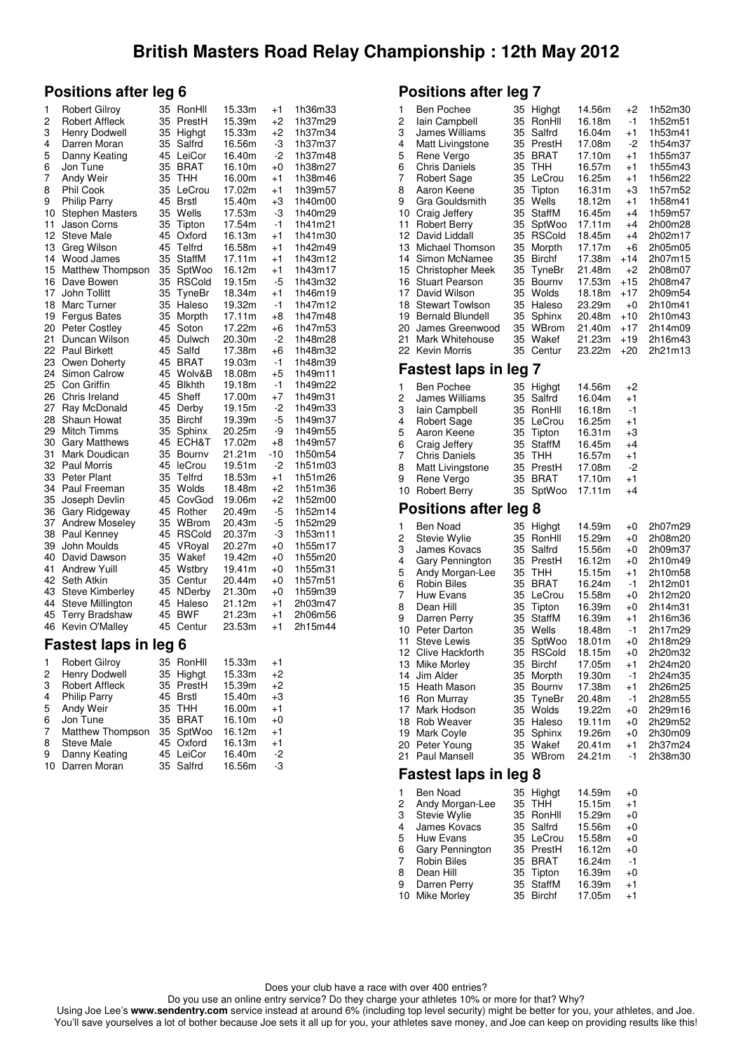# British Masters Road Relay Championship : 12th May 2012

## Positions after leg 6

| Pos | Name | Age | Club | Time | +/- | Total |
|---|---|---|---|---|---|---|
| 1 | Robert Gilroy | 35 | RonHll | 15.33m | +1 | 1h36m33 |
| 2 | Robert Affleck | 35 | PrestH | 15.39m | +2 | 1h37m29 |
| 3 | Henry Dodwell | 35 | Highgt | 15.33m | +2 | 1h37m34 |
| 4 | Darren Moran | 35 | Salfrd | 16.56m | -3 | 1h37m37 |
| 5 | Danny Keating | 45 | LeiCor | 16.40m | -2 | 1h37m48 |
| 6 | Jon Tune | 35 | BRAT | 16.10m | +0 | 1h38m27 |
| 7 | Andy Weir | 35 | THH | 16.00m | +1 | 1h38m46 |
| 8 | Phil Cook | 35 | LeCrou | 17.02m | +1 | 1h39m57 |
| 9 | Philip Parry | 45 | Brstl | 15.40m | +3 | 1h40m00 |
| 10 | Stephen Masters | 35 | Wells | 17.53m | -3 | 1h40m29 |
| 11 | Jason Corns | 35 | Tipton | 17.54m | -1 | 1h41m21 |
| 12 | Steve Male | 45 | Oxford | 16.13m | +1 | 1h41m30 |
| 13 | Greg Wilson | 45 | Telfrd | 16.58m | +1 | 1h42m49 |
| 14 | Wood James | 35 | StaffM | 17.11m | +1 | 1h43m12 |
| 15 | Matthew Thompson | 35 | SptWoo | 16.12m | +1 | 1h43m17 |
| 16 | Dave Bowen | 35 | RSCold | 19.15m | -5 | 1h43m32 |
| 17 | John Tollitt | 35 | TyneBr | 18.34m | +1 | 1h46m19 |
| 18 | Marc Turner | 35 | Haleso | 19.32m | -1 | 1h47m12 |
| 19 | Fergus Bates | 35 | Morpth | 17.11m | +8 | 1h47m48 |
| 20 | Peter Costley | 45 | Soton | 17.22m | +6 | 1h47m53 |
| 21 | Duncan Wilson | 45 | Dulwch | 20.30m | -2 | 1h48m28 |
| 22 | Paul Birkett | 45 | Salfd | 17.38m | +6 | 1h48m32 |
| 23 | Owen Doherty | 45 | BRAT | 19.03m | -1 | 1h48m39 |
| 24 | Simon Calrow | 45 | Wolv&B | 18.08m | +5 | 1h49m11 |
| 25 | Con Griffin | 45 | Blkhth | 19.18m | -1 | 1h49m22 |
| 26 | Chris Ireland | 45 | Sheff | 17.00m | +7 | 1h49m31 |
| 27 | Ray McDonald | 45 | Derby | 19.15m | -2 | 1h49m33 |
| 28 | Shaun Howat | 35 | Birchf | 19.39m | -5 | 1h49m37 |
| 29 | Mitch Timms | 35 | Sphinx | 20.25m | -9 | 1h49m55 |
| 30 | Gary Matthews | 45 | ECH&T | 17.02m | +8 | 1h49m57 |
| 31 | Mark Doudican | 35 | Bournv | 21.21m | -10 | 1h50m54 |
| 32 | Paul Morris | 45 | leCrou | 19.51m | -2 | 1h51m03 |
| 33 | Peter Plant | 35 | Telfrd | 18.53m | +1 | 1h51m26 |
| 34 | Paul Freeman | 35 | Wolds | 18.48m | +2 | 1h51m36 |
| 35 | Joseph Devlin | 45 | CovGod | 19.06m | +2 | 1h52m00 |
| 36 | Gary Ridgeway | 45 | Rother | 20.49m | -5 | 1h52m14 |
| 37 | Andrew Moseley | 35 | WBrom | 20.43m | -5 | 1h52m29 |
| 38 | Paul Kenney | 45 | RSCold | 20.37m | -3 | 1h53m11 |
| 39 | John Moulds | 45 | VRoyal | 20.27m | +0 | 1h55m17 |
| 40 | David Dawson | 35 | Wakef | 19.42m | +0 | 1h55m20 |
| 41 | Andrew Yuill | 45 | Wstbry | 19.41m | +0 | 1h55m31 |
| 42 | Seth Atkin | 35 | Centur | 20.44m | +0 | 1h57m51 |
| 43 | Steve Kimberley | 45 | NDerby | 21.30m | +0 | 1h59m39 |
| 44 | Steve Millington | 45 | Haleso | 21.12m | +1 | 2h03m47 |
| 45 | Terry Bradshaw | 45 | BWF | 21.23m | +1 | 2h06m56 |
| 46 | Kevin O'Malley | 45 | Centur | 23.53m | +1 | 2h15m44 |

## Fastest laps in leg 6

| Pos | Name | Age | Club | Time | +/- |
|---|---|---|---|---|---|
| 1 | Robert Gilroy | 35 | RonHll | 15.33m | +1 |
| 2 | Henry Dodwell | 35 | Highgt | 15.33m | +2 |
| 3 | Robert Affleck | 35 | PrestH | 15.39m | +2 |
| 4 | Philip Parry | 45 | Brstl | 15.40m | +3 |
| 5 | Andy Weir | 35 | THH | 16.00m | +1 |
| 6 | Jon Tune | 35 | BRAT | 16.10m | +0 |
| 7 | Matthew Thompson | 35 | SptWoo | 16.12m | +1 |
| 8 | Steve Male | 45 | Oxford | 16.13m | +1 |
| 9 | Danny Keating | 45 | LeiCor | 16.40m | -2 |
| 10 | Darren Moran | 35 | Salfrd | 16.56m | -3 |

## Positions after leg 7

| Pos | Name | Age | Club | Time | +/- | Total |
|---|---|---|---|---|---|---|
| 1 | Ben Pochee | 35 | Highgt | 14.56m | +2 | 1h52m30 |
| 2 | Iain Campbell | 35 | RonHll | 16.18m | -1 | 1h52m51 |
| 3 | James Williams | 35 | Salfrd | 16.04m | +1 | 1h53m41 |
| 4 | Matt Livingstone | 35 | PrestH | 17.08m | -2 | 1h54m37 |
| 5 | Rene Vergo | 35 | BRAT | 17.10m | +1 | 1h55m37 |
| 6 | Chris Daniels | 35 | THH | 16.57m | +1 | 1h55m43 |
| 7 | Robert Sage | 35 | LeCrou | 16.25m | +1 | 1h56m22 |
| 8 | Aaron Keene | 35 | Tipton | 16.31m | +3 | 1h57m52 |
| 9 | Gra Gouldsmith | 35 | Wells | 18.12m | +1 | 1h58m41 |
| 10 | Craig Jeffery | 35 | StaffM | 16.45m | +4 | 1h59m57 |
| 11 | Robert Berry | 35 | SptWoo | 17.11m | +4 | 2h00m28 |
| 12 | David Liddall | 35 | RSCold | 18.45m | +4 | 2h02m17 |
| 13 | Michael Thomson | 35 | Morpth | 17.17m | +6 | 2h05m05 |
| 14 | Simon McNamee | 35 | Birchf | 17.38m | +14 | 2h07m15 |
| 15 | Christopher Meek | 35 | TyneBr | 21.48m | +2 | 2h08m07 |
| 16 | Stuart Pearson | 35 | Bournv | 17.53m | +15 | 2h08m47 |
| 17 | David Wilson | 35 | Wolds | 18.18m | +17 | 2h09m54 |
| 18 | Stewart Towlson | 35 | Haleso | 23.29m | +0 | 2h10m41 |
| 19 | Bernald Blundell | 35 | Sphinx | 20.48m | +10 | 2h10m43 |
| 20 | James Greenwood | 35 | WBrom | 21.40m | +17 | 2h14m09 |
| 21 | Mark Whitehouse | 35 | Wakef | 21.23m | +19 | 2h16m43 |
| 22 | Kevin Morris | 35 | Centur | 23.22m | +20 | 2h21m13 |

## Fastest laps in leg 7

| Pos | Name | Age | Club | Time | +/- |
|---|---|---|---|---|---|
| 1 | Ben Pochee | 35 | Highgt | 14.56m | +2 |
| 2 | James Williams | 35 | Salfrd | 16.04m | +1 |
| 3 | Iain Campbell | 35 | RonHll | 16.18m | -1 |
| 4 | Robert Sage | 35 | LeCrou | 16.25m | +1 |
| 5 | Aaron Keene | 35 | Tipton | 16.31m | +3 |
| 6 | Craig Jeffery | 35 | StaffM | 16.45m | +4 |
| 7 | Chris Daniels | 35 | THH | 16.57m | +1 |
| 8 | Matt Livingstone | 35 | PrestH | 17.08m | -2 |
| 9 | Rene Vergo | 35 | BRAT | 17.10m | +1 |
| 10 | Robert Berry | 35 | SptWoo | 17.11m | +4 |

## Positions after leg 8

| Pos | Name | Age | Club | Time | +/- | Total |
|---|---|---|---|---|---|---|
| 1 | Ben Noad | 35 | Highgt | 14.59m | +0 | 2h07m29 |
| 2 | Stevie Wylie | 35 | RonHll | 15.29m | +0 | 2h08m20 |
| 3 | James Kovacs | 35 | Salfrd | 15.56m | +0 | 2h09m37 |
| 4 | Gary Pennington | 35 | PrestH | 16.12m | +0 | 2h10m49 |
| 5 | Andy Morgan-Lee | 35 | THH | 15.15m | +1 | 2h10m58 |
| 6 | Robin Biles | 35 | BRAT | 16.24m | -1 | 2h12m01 |
| 7 | Huw Evans | 35 | LeCrou | 15.58m | +0 | 2h12m20 |
| 8 | Dean Hill | 35 | Tipton | 16.39m | +0 | 2h14m31 |
| 9 | Darren Perry | 35 | StaffM | 16.39m | +1 | 2h16m36 |
| 10 | Peter Darton | 35 | Wells | 18.48m | -1 | 2h17m29 |
| 11 | Steve Lewis | 35 | SptWoo | 18.01m | +0 | 2h18m29 |
| 12 | Clive Hackforth | 35 | RSCold | 18.15m | +0 | 2h20m32 |
| 13 | Mike Morley | 35 | Birchf | 17.05m | +1 | 2h24m20 |
| 14 | Jim Alder | 35 | Morpth | 19.30m | -1 | 2h24m35 |
| 15 | Heath Mason | 35 | Bournv | 17.38m | +1 | 2h26m25 |
| 16 | Ron Murray | 35 | TyneBr | 20.48m | -1 | 2h28m55 |
| 17 | Mark Hodson | 35 | Wolds | 19.22m | +0 | 2h29m16 |
| 18 | Rob Weaver | 35 | Haleso | 19.11m | +0 | 2h29m52 |
| 19 | Mark Coyle | 35 | Sphinx | 19.26m | +0 | 2h30m09 |
| 20 | Peter Young | 35 | Wakef | 20.41m | +1 | 2h37m24 |
| 21 | Paul Mansell | 35 | WBrom | 24.21m | -1 | 2h38m30 |

## Fastest laps in leg 8

| Pos | Name | Age | Club | Time | +/- |
|---|---|---|---|---|---|
| 1 | Ben Noad | 35 | Highgt | 14.59m | +0 |
| 2 | Andy Morgan-Lee | 35 | THH | 15.15m | +1 |
| 3 | Stevie Wylie | 35 | RonHll | 15.29m | +0 |
| 4 | James Kovacs | 35 | Salfrd | 15.56m | +0 |
| 5 | Huw Evans | 35 | LeCrou | 15.58m | +0 |
| 6 | Gary Pennington | 35 | PrestH | 16.12m | +0 |
| 7 | Robin Biles | 35 | BRAT | 16.24m | -1 |
| 8 | Dean Hill | 35 | Tipton | 16.39m | +0 |
| 9 | Darren Perry | 35 | StaffM | 16.39m | +1 |
| 10 | Mike Morley | 35 | Birchf | 17.05m | +1 |

Does your club have a race with over 400 entries?
Do you use an online entry service? Do they charge your athletes 10% or more for that? Why?
Using Joe Lee's **www.sendentry.com** service instead at around 6% (including top level security) might be better for you, your athletes, and Joe.
You'll save yourselves a lot of bother because Joe sets it all up for you, your athletes save money, and Joe can keep on providing results like this!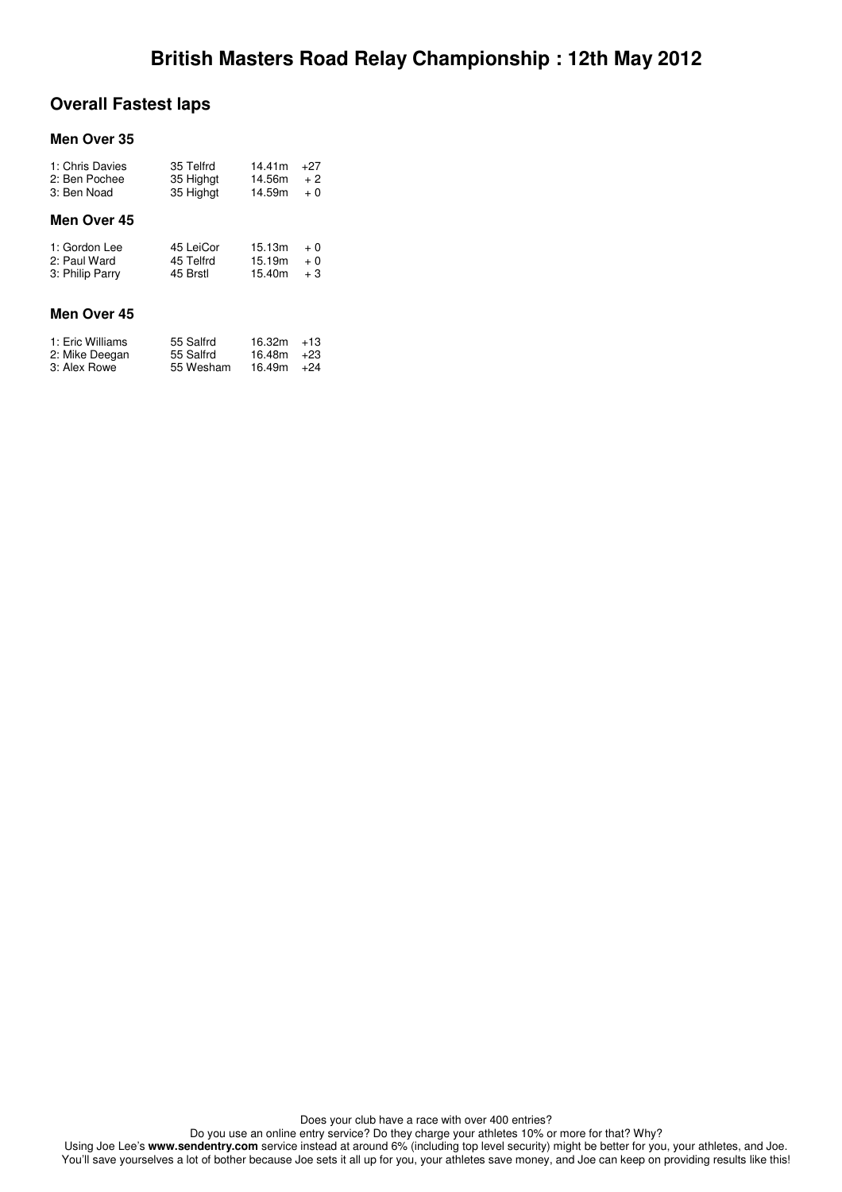# British Masters Road Relay Championship : 12th May 2012

## Overall Fastest laps

### Men Over 35

| | | | |
|---|---|---|---|
| 1: Chris Davies | 35 Telfrd | 14.41m | +27 |
| 2: Ben Pochee | 35 Highgt | 14.56m | + 2 |
| 3: Ben Noad | 35 Highgt | 14.59m | + 0 |

### Men Over 45

| | | | |
|---|---|---|---|
| 1: Gordon Lee | 45 LeiCor | 15.13m | + 0 |
| 2: Paul Ward | 45 Telfrd | 15.19m | + 0 |
| 3: Philip Parry | 45 Brstl | 15.40m | + 3 |

### Men Over 45

| | | | |
|---|---|---|---|
| 1: Eric Williams | 55 Salfrd | 16.32m | +13 |
| 2: Mike Deegan | 55 Salfrd | 16.48m | +23 |
| 3: Alex Rowe | 55 Wesham | 16.49m | +24 |

Does your club have a race with over 400 entries?
Do you use an online entry service? Do they charge your athletes 10% or more for that? Why?
Using Joe Lee's **www.sendentry.com** service instead at around 6% (including top level security) might be better for you, your athletes, and Joe.
You'll save yourselves a lot of bother because Joe sets it all up for you, your athletes save money, and Joe can keep on providing results like this!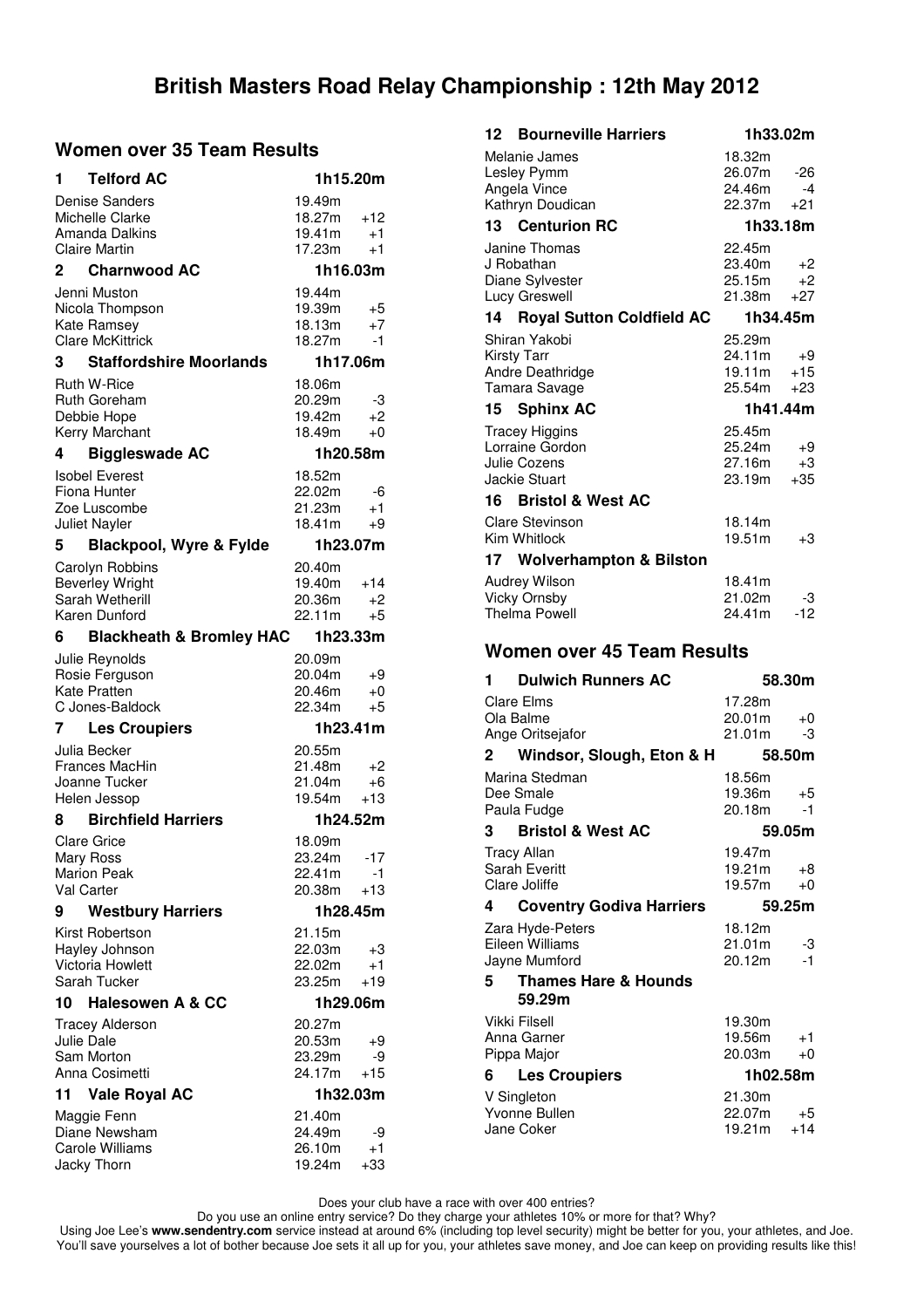# British Masters Road Relay Championship : 12th May 2012

## Women over 35 Team Results

| Pos | Team / Runner | Time | +/- |
|---|---|---|---|
| **1** | **Telford AC** | **1h15.20m** | |
| | Denise Sanders | 19.49m | |
| | Michelle Clarke | 18.27m | +12 |
| | Amanda Dalkins | 19.41m | +1 |
| | Claire Martin | 17.23m | +1 |
| **2** | **Charnwood AC** | **1h16.03m** | |
| | Jenni Muston | 19.44m | |
| | Nicola Thompson | 19.39m | +5 |
| | Kate Ramsey | 18.13m | +7 |
| | Clare McKittrick | 18.27m | -1 |
| **3** | **Staffordshire Moorlands** | **1h17.06m** | |
| | Ruth W-Rice | 18.06m | |
| | Ruth Goreham | 20.29m | -3 |
| | Debbie Hope | 19.42m | +2 |
| | Kerry Marchant | 18.49m | +0 |
| **4** | **Biggleswade AC** | **1h20.58m** | |
| | Isobel Everest | 18.52m | |
| | Fiona Hunter | 22.02m | -6 |
| | Zoe Luscombe | 21.23m | +1 |
| | Juliet Nayler | 18.41m | +9 |
| **5** | **Blackpool, Wyre & Fylde** | **1h23.07m** | |
| | Carolyn Robbins | 20.40m | |
| | Beverley Wright | 19.40m | +14 |
| | Sarah Wetherill | 20.36m | +2 |
| | Karen Dunford | 22.11m | +5 |
| **6** | **Blackheath & Bromley HAC** | **1h23.33m** | |
| | Julie Reynolds | 20.09m | |
| | Rosie Ferguson | 20.04m | +9 |
| | Kate Pratten | 20.46m | +0 |
| | C Jones-Baldock | 22.34m | +5 |
| **7** | **Les Croupiers** | **1h23.41m** | |
| | Julia Becker | 20.55m | |
| | Frances MacHin | 21.48m | +2 |
| | Joanne Tucker | 21.04m | +6 |
| | Helen Jessop | 19.54m | +13 |
| **8** | **Birchfield Harriers** | **1h24.52m** | |
| | Clare Grice | 18.09m | |
| | Mary Ross | 23.24m | -17 |
| | Marion Peak | 22.41m | -1 |
| | Val Carter | 20.38m | +13 |
| **9** | **Westbury Harriers** | **1h28.45m** | |
| | Kirst Robertson | 21.15m | |
| | Hayley Johnson | 22.03m | +3 |
| | Victoria Howlett | 22.02m | +1 |
| | Sarah Tucker | 23.25m | +19 |
| **10** | **Halesowen A & CC** | **1h29.06m** | |
| | Tracey Alderson | 20.27m | |
| | Julie Dale | 20.53m | +9 |
| | Sam Morton | 23.29m | -9 |
| | Anna Cosimetti | 24.17m | +15 |
| **11** | **Vale Royal AC** | **1h32.03m** | |
| | Maggie Fenn | 21.40m | |
| | Diane Newsham | 24.49m | -9 |
| | Carole Williams | 26.10m | +1 |
| | Jacky Thorn | 19.24m | +33 |
| **12** | **Bourneville Harriers** | **1h33.02m** | |
| | Melanie James | 18.32m | |
| | Lesley Pymm | 26.07m | -26 |
| | Angela Vince | 24.46m | -4 |
| | Kathryn Doudican | 22.37m | +21 |
| **13** | **Centurion RC** | **1h33.18m** | |
| | Janine Thomas | 22.45m | |
| | J Robathan | 23.40m | +2 |
| | Diane Sylvester | 25.15m | +2 |
| | Lucy Greswell | 21.38m | +27 |
| **14** | **Royal Sutton Coldfield AC** | **1h34.45m** | |
| | Shiran Yakobi | 25.29m | |
| | Kirsty Tarr | 24.11m | +9 |
| | Andre Deathridge | 19.11m | +15 |
| | Tamara Savage | 25.54m | +23 |
| **15** | **Sphinx AC** | **1h41.44m** | |
| | Tracey Higgins | 25.45m | |
| | Lorraine Gordon | 25.24m | +9 |
| | Julie Cozens | 27.16m | +3 |
| | Jackie Stuart | 23.19m | +35 |
| **16** | **Bristol & West AC** | | |
| | Clare Stevinson | 18.14m | |
| | Kim Whitlock | 19.51m | +3 |
| **17** | **Wolverhampton & Bilston** | | |
| | Audrey Wilson | 18.41m | |
| | Vicky Ornsby | 21.02m | -3 |
| | Thelma Powell | 24.41m | -12 |

## Women over 45 Team Results

| Pos | Team / Runner | Time | +/- |
|---|---|---|---|
| **1** | **Dulwich Runners AC** | **58.30m** | |
| | Clare Elms | 17.28m | |
| | Ola Balme | 20.01m | +0 |
| | Ange Oritsejafor | 21.01m | -3 |
| **2** | **Windsor, Slough, Eton & H** | **58.50m** | |
| | Marina Stedman | 18.56m | |
| | Dee Smale | 19.36m | +5 |
| | Paula Fudge | 20.18m | -1 |
| **3** | **Bristol & West AC** | **59.05m** | |
| | Tracy Allan | 19.47m | |
| | Sarah Everitt | 19.21m | +8 |
| | Clare Joliffe | 19.57m | +0 |
| **4** | **Coventry Godiva Harriers** | **59.25m** | |
| | Zara Hyde-Peters | 18.12m | |
| | Eileen Williams | 21.01m | -3 |
| | Jayne Mumford | 20.12m | -1 |
| **5** | **Thames Hare & Hounds** | **59.29m** | |
| | Vikki Filsell | 19.30m | |
| | Anna Garner | 19.56m | +1 |
| | Pippa Major | 20.03m | +0 |
| **6** | **Les Croupiers** | **1h02.58m** | |
| | V Singleton | 21.30m | |
| | Yvonne Bullen | 22.07m | +5 |
| | Jane Coker | 19.21m | +14 |

Does your club have a race with over 400 entries?
Do you use an online entry service? Do they charge your athletes 10% or more for that? Why?
Using Joe Lee's **www.sendentry.com** service instead at around 6% (including top level security) might be better for you, your athletes, and Joe.
You'll save yourselves a lot of bother because Joe sets it all up for you, your athletes save money, and Joe can keep on providing results like this!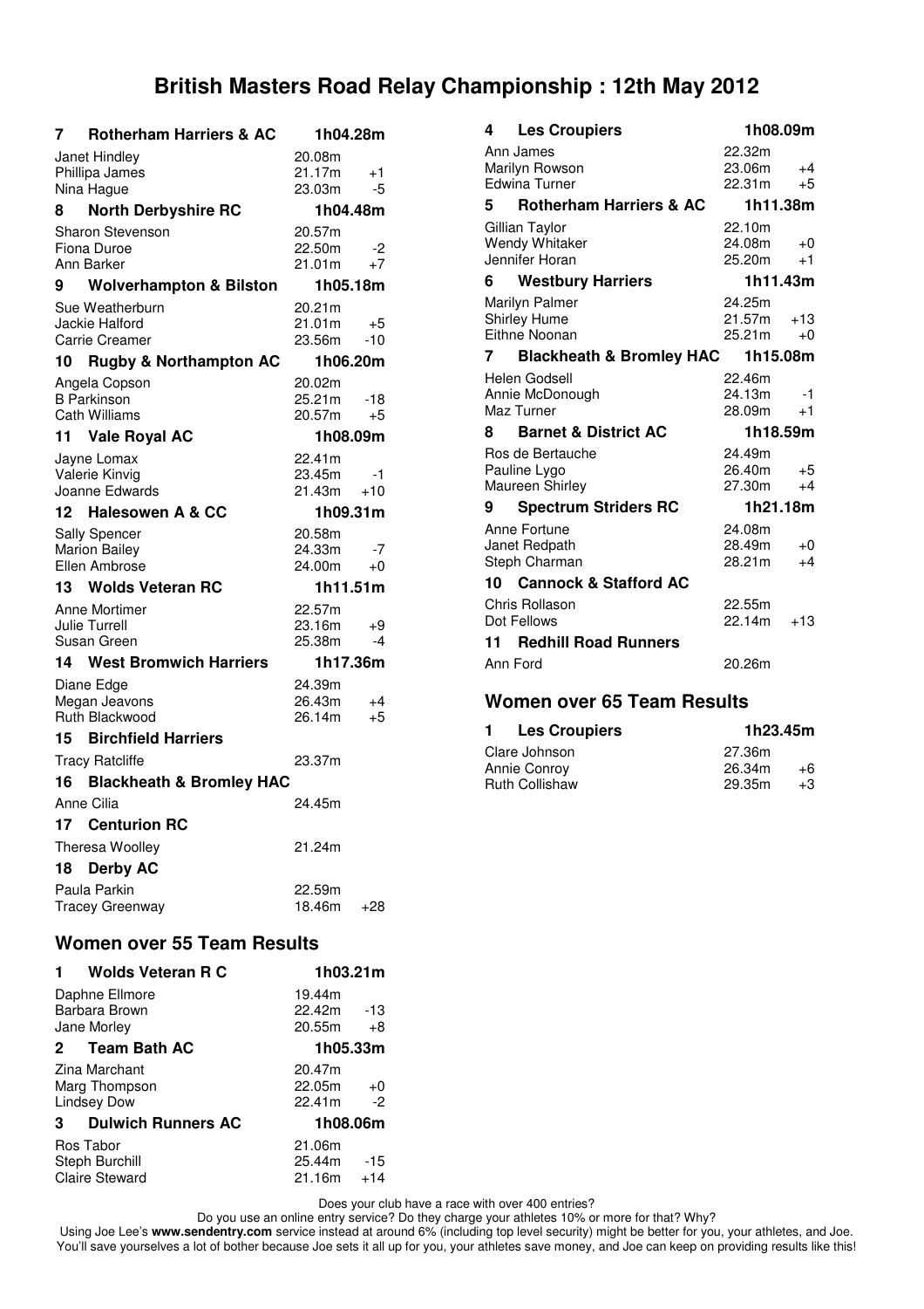# British Masters Road Relay Championship : 12th May 2012

| Pos | Team / Runner | Time | +/- |
|---|---|---|---|
| **7** | **Rotherham Harriers & AC** | **1h04.28m** | |
| | Janet Hindley | 20.08m | |
| | Phillipa James | 21.17m | +1 |
| | Nina Hague | 23.03m | -5 |
| **8** | **North Derbyshire RC** | **1h04.48m** | |
| | Sharon Stevenson | 20.57m | |
| | Fiona Duroe | 22.50m | -2 |
| | Ann Barker | 21.01m | +7 |
| **9** | **Wolverhampton & Bilston** | **1h05.18m** | |
| | Sue Weatherburn | 20.21m | |
| | Jackie Halford | 21.01m | +5 |
| | Carrie Creamer | 23.56m | -10 |
| **10** | **Rugby & Northampton AC** | **1h06.20m** | |
| | Angela Copson | 20.02m | |
| | B Parkinson | 25.21m | -18 |
| | Cath Williams | 20.57m | +5 |
| **11** | **Vale Royal AC** | **1h08.09m** | |
| | Jayne Lomax | 22.41m | |
| | Valerie Kinvig | 23.45m | -1 |
| | Joanne Edwards | 21.43m | +10 |
| **12** | **Halesowen A & CC** | **1h09.31m** | |
| | Sally Spencer | 20.58m | |
| | Marion Bailey | 24.33m | -7 |
| | Ellen Ambrose | 24.00m | +0 |
| **13** | **Wolds Veteran RC** | **1h11.51m** | |
| | Anne Mortimer | 22.57m | |
| | Julie Turrell | 23.16m | +9 |
| | Susan Green | 25.38m | -4 |
| **14** | **West Bromwich Harriers** | **1h17.36m** | |
| | Diane Edge | 24.39m | |
| | Megan Jeavons | 26.43m | +4 |
| | Ruth Blackwood | 26.14m | +5 |
| **15** | **Birchfield Harriers** | | |
| | Tracy Ratcliffe | 23.37m | |
| **16** | **Blackheath & Bromley HAC** | | |
| | Anne Cilia | 24.45m | |
| **17** | **Centurion RC** | | |
| | Theresa Woolley | 21.24m | |
| **18** | **Derby AC** | | |
| | Paula Parkin | 22.59m | |
| | Tracey Greenway | 18.46m | +28 |

## Women over 55 Team Results

| Pos | Team / Runner | Time | +/- |
|---|---|---|---|
| **1** | **Wolds Veteran R C** | **1h03.21m** | |
| | Daphne Ellmore | 19.44m | |
| | Barbara Brown | 22.42m | -13 |
| | Jane Morley | 20.55m | +8 |
| **2** | **Team Bath AC** | **1h05.33m** | |
| | Zina Marchant | 20.47m | |
| | Marg Thompson | 22.05m | +0 |
| | Lindsey Dow | 22.41m | -2 |
| **3** | **Dulwich Runners AC** | **1h08.06m** | |
| | Ros Tabor | 21.06m | |
| | Steph Burchill | 25.44m | -15 |
| | Claire Steward | 21.16m | +14 |
| **4** | **Les Croupiers** | **1h08.09m** | |
| | Ann James | 22.32m | |
| | Marilyn Rowson | 23.06m | +4 |
| | Edwina Turner | 22.31m | +5 |
| **5** | **Rotherham Harriers & AC** | **1h11.38m** | |
| | Gillian Taylor | 22.10m | |
| | Wendy Whitaker | 24.08m | +0 |
| | Jennifer Horan | 25.20m | +1 |
| **6** | **Westbury Harriers** | **1h11.43m** | |
| | Marilyn Palmer | 24.25m | |
| | Shirley Hume | 21.57m | +13 |
| | Eithne Noonan | 25.21m | +0 |
| **7** | **Blackheath & Bromley HAC** | **1h15.08m** | |
| | Helen Godsell | 22.46m | |
| | Annie McDonough | 24.13m | -1 |
| | Maz Turner | 28.09m | +1 |
| **8** | **Barnet & District AC** | **1h18.59m** | |
| | Ros de Bertauche | 24.49m | |
| | Pauline Lygo | 26.40m | +5 |
| | Maureen Shirley | 27.30m | +4 |
| **9** | **Spectrum Striders RC** | **1h21.18m** | |
| | Anne Fortune | 24.08m | |
| | Janet Redpath | 28.49m | +0 |
| | Steph Charman | 28.21m | +4 |
| **10** | **Cannock & Stafford AC** | | |
| | Chris Rollason | 22.55m | |
| | Dot Fellows | 22.14m | +13 |
| **11** | **Redhill Road Runners** | | |
| | Ann Ford | 20.26m | |

## Women over 65 Team Results

| Pos | Team / Runner | Time | +/- |
|---|---|---|---|
| **1** | **Les Croupiers** | **1h23.45m** | |
| | Clare Johnson | 27.36m | |
| | Annie Conroy | 26.34m | +6 |
| | Ruth Collishaw | 29.35m | +3 |

Does your club have a race with over 400 entries?
Do you use an online entry service? Do they charge your athletes 10% or more for that? Why?
Using Joe Lee's **www.sendentry.com** service instead at around 6% (including top level security) might be better for you, your athletes, and Joe.
You'll save yourselves a lot of bother because Joe sets it all up for you, your athletes save money, and Joe can keep on providing results like this!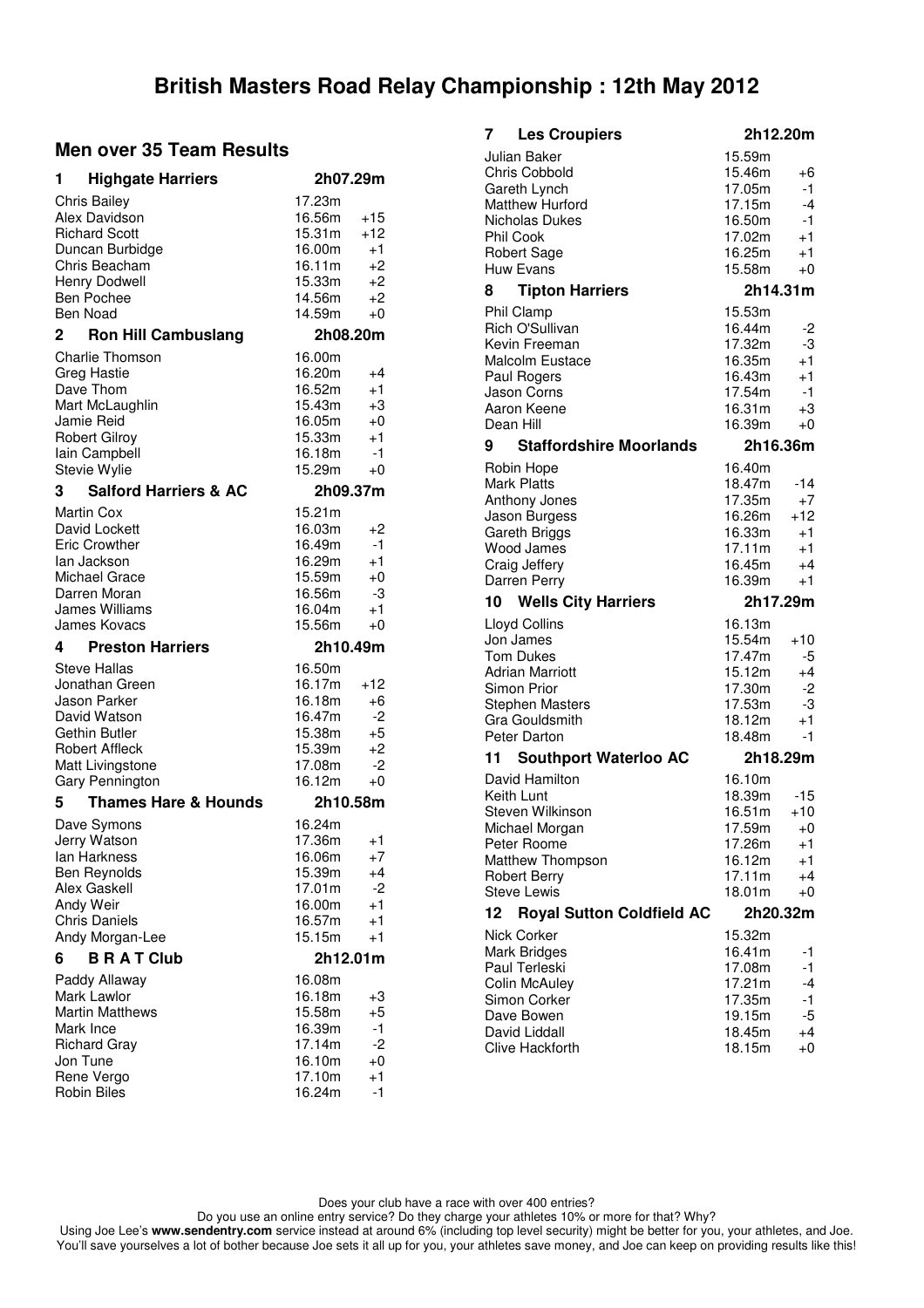# British Masters Road Relay Championship : 12th May 2012

## Men over 35 Team Results

### 1 Highgate Harriers — 2h07.29m

| Name | Time | +/- |
|---|---|---|
| Chris Bailey | 17.23m | |
| Alex Davidson | 16.56m | +15 |
| Richard Scott | 15.31m | +12 |
| Duncan Burbidge | 16.00m | +1 |
| Chris Beacham | 16.11m | +2 |
| Henry Dodwell | 15.33m | +2 |
| Ben Pochee | 14.56m | +2 |
| Ben Noad | 14.59m | +0 |

### 2 Ron Hill Cambuslang — 2h08.20m

| Name | Time | +/- |
|---|---|---|
| Charlie Thomson | 16.00m | |
| Greg Hastie | 16.20m | +4 |
| Dave Thom | 16.52m | +1 |
| Mart McLaughlin | 15.43m | +3 |
| Jamie Reid | 16.05m | +0 |
| Robert Gilroy | 15.33m | +1 |
| Iain Campbell | 16.18m | -1 |
| Stevie Wylie | 15.29m | +0 |

### 3 Salford Harriers & AC — 2h09.37m

| Name | Time | +/- |
|---|---|---|
| Martin Cox | 15.21m | |
| David Lockett | 16.03m | +2 |
| Eric Crowther | 16.49m | -1 |
| Ian Jackson | 16.29m | +1 |
| Michael Grace | 15.59m | +0 |
| Darren Moran | 16.56m | -3 |
| James Williams | 16.04m | +1 |
| James Kovacs | 15.56m | +0 |

### 4 Preston Harriers — 2h10.49m

| Name | Time | +/- |
|---|---|---|
| Steve Hallas | 16.50m | |
| Jonathan Green | 16.17m | +12 |
| Jason Parker | 16.18m | +6 |
| David Watson | 16.47m | -2 |
| Gethin Butler | 15.38m | +5 |
| Robert Affleck | 15.39m | +2 |
| Matt Livingstone | 17.08m | -2 |
| Gary Pennington | 16.12m | +0 |

### 5 Thames Hare & Hounds — 2h10.58m

| Name | Time | +/- |
|---|---|---|
| Dave Symons | 16.24m | |
| Jerry Watson | 17.36m | +1 |
| Ian Harkness | 16.06m | +7 |
| Ben Reynolds | 15.39m | +4 |
| Alex Gaskell | 17.01m | -2 |
| Andy Weir | 16.00m | +1 |
| Chris Daniels | 16.57m | +1 |
| Andy Morgan-Lee | 15.15m | +1 |

### 6 B R A T Club — 2h12.01m

| Name | Time | +/- |
|---|---|---|
| Paddy Allaway | 16.08m | |
| Mark Lawlor | 16.18m | +3 |
| Martin Matthews | 15.58m | +5 |
| Mark Ince | 16.39m | -1 |
| Richard Gray | 17.14m | -2 |
| Jon Tune | 16.10m | +0 |
| Rene Vergo | 17.10m | +1 |
| Robin Biles | 16.24m | -1 |

### 7 Les Croupiers — 2h12.20m

| Name | Time | +/- |
|---|---|---|
| Julian Baker | 15.59m | |
| Chris Cobbold | 15.46m | +6 |
| Gareth Lynch | 17.05m | -1 |
| Matthew Hurford | 17.15m | -4 |
| Nicholas Dukes | 16.50m | -1 |
| Phil Cook | 17.02m | +1 |
| Robert Sage | 16.25m | +1 |
| Huw Evans | 15.58m | +0 |

### 8 Tipton Harriers — 2h14.31m

| Name | Time | +/- |
|---|---|---|
| Phil Clamp | 15.53m | |
| Rich O'Sullivan | 16.44m | -2 |
| Kevin Freeman | 17.32m | -3 |
| Malcolm Eustace | 16.35m | +1 |
| Paul Rogers | 16.43m | +1 |
| Jason Corns | 17.54m | -1 |
| Aaron Keene | 16.31m | +3 |
| Dean Hill | 16.39m | +0 |

### 9 Staffordshire Moorlands — 2h16.36m

| Name | Time | +/- |
|---|---|---|
| Robin Hope | 16.40m | |
| Mark Platts | 18.47m | -14 |
| Anthony Jones | 17.35m | +7 |
| Jason Burgess | 16.26m | +12 |
| Gareth Briggs | 16.33m | +1 |
| Wood James | 17.11m | +1 |
| Craig Jeffery | 16.45m | +4 |
| Darren Perry | 16.39m | +1 |

### 10 Wells City Harriers — 2h17.29m

| Name | Time | +/- |
|---|---|---|
| Lloyd Collins | 16.13m | |
| Jon James | 15.54m | +10 |
| Tom Dukes | 17.47m | -5 |
| Adrian Marriott | 15.12m | +4 |
| Simon Prior | 17.30m | -2 |
| Stephen Masters | 17.53m | -3 |
| Gra Gouldsmith | 18.12m | +1 |
| Peter Darton | 18.48m | -1 |

### 11 Southport Waterloo AC — 2h18.29m

| Name | Time | +/- |
|---|---|---|
| David Hamilton | 16.10m | |
| Keith Lunt | 18.39m | -15 |
| Steven Wilkinson | 16.51m | +10 |
| Michael Morgan | 17.59m | +0 |
| Peter Roome | 17.26m | +1 |
| Matthew Thompson | 16.12m | +1 |
| Robert Berry | 17.11m | +4 |
| Steve Lewis | 18.01m | +0 |

### 12 Royal Sutton Coldfield AC — 2h20.32m

| Name | Time | +/- |
|---|---|---|
| Nick Corker | 15.32m | |
| Mark Bridges | 16.41m | -1 |
| Paul Terleski | 17.08m | -1 |
| Colin McAuley | 17.21m | -4 |
| Simon Corker | 17.35m | -1 |
| Dave Bowen | 19.15m | -5 |
| David Liddall | 18.45m | +4 |
| Clive Hackforth | 18.15m | +0 |

Does your club have a race with over 400 entries?
Do you use an online entry service? Do they charge your athletes 10% or more for that? Why?
Using Joe Lee's **www.sendentry.com** service instead at around 6% (including top level security) might be better for you, your athletes, and Joe.
You'll save yourselves a lot of bother because Joe sets it all up for you, your athletes save money, and Joe can keep on providing results like this!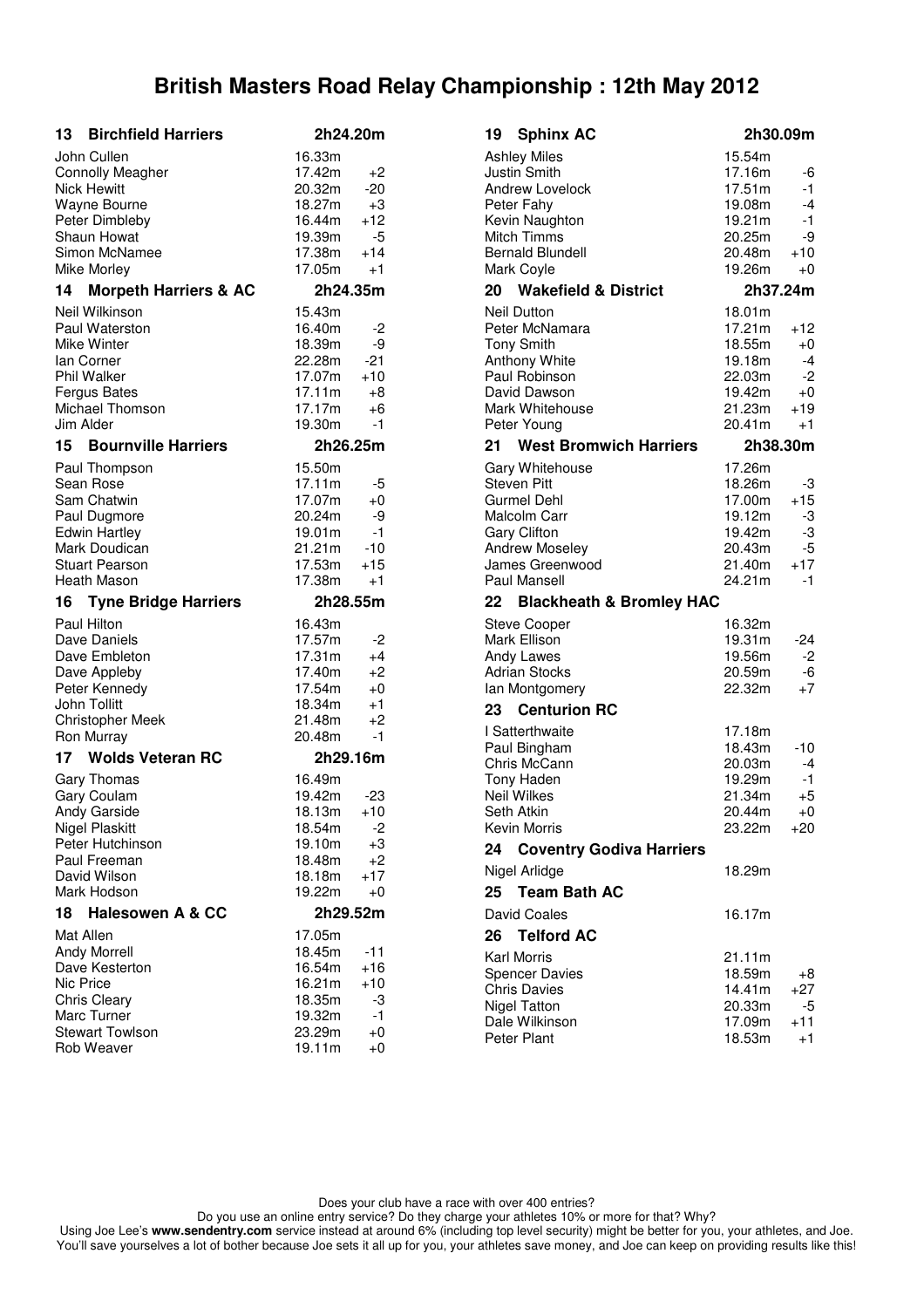# British Masters Road Relay Championship : 12th May 2012

## 13 Birchfield Harriers — 2h24.20m

| Runner | Time | +/- |
|---|---|---|
| John Cullen | 16.33m | |
| Connolly Meagher | 17.42m | +2 |
| Nick Hewitt | 20.32m | -20 |
| Wayne Bourne | 18.27m | +3 |
| Peter Dimbleby | 16.44m | +12 |
| Shaun Howat | 19.39m | -5 |
| Simon McNamee | 17.38m | +14 |
| Mike Morley | 17.05m | +1 |

## 14 Morpeth Harriers & AC — 2h24.35m

| Runner | Time | +/- |
|---|---|---|
| Neil Wilkinson | 15.43m | |
| Paul Waterston | 16.40m | -2 |
| Mike Winter | 18.39m | -9 |
| Ian Corner | 22.28m | -21 |
| Phil Walker | 17.07m | +10 |
| Fergus Bates | 17.11m | +8 |
| Michael Thomson | 17.17m | +6 |
| Jim Alder | 19.30m | -1 |

## 15 Bournville Harriers — 2h26.25m

| Runner | Time | +/- |
|---|---|---|
| Paul Thompson | 15.50m | |
| Sean Rose | 17.11m | -5 |
| Sam Chatwin | 17.07m | +0 |
| Paul Dugmore | 20.24m | -9 |
| Edwin Hartley | 19.01m | -1 |
| Mark Doudican | 21.21m | -10 |
| Stuart Pearson | 17.53m | +15 |
| Heath Mason | 17.38m | +1 |

## 16 Tyne Bridge Harriers — 2h28.55m

| Runner | Time | +/- |
|---|---|---|
| Paul Hilton | 16.43m | |
| Dave Daniels | 17.57m | -2 |
| Dave Embleton | 17.31m | +4 |
| Dave Appleby | 17.40m | +2 |
| Peter Kennedy | 17.54m | +0 |
| John Tollitt | 18.34m | +1 |
| Christopher Meek | 21.48m | +2 |
| Ron Murray | 20.48m | -1 |

## 17 Wolds Veteran RC — 2h29.16m

| Runner | Time | +/- |
|---|---|---|
| Gary Thomas | 16.49m | |
| Gary Coulam | 19.42m | -23 |
| Andy Garside | 18.13m | +10 |
| Nigel Plaskitt | 18.54m | -2 |
| Peter Hutchinson | 19.10m | +3 |
| Paul Freeman | 18.48m | +2 |
| David Wilson | 18.18m | +17 |
| Mark Hodson | 19.22m | +0 |

## 18 Halesowen A & CC — 2h29.52m

| Runner | Time | +/- |
|---|---|---|
| Mat Allen | 17.05m | |
| Andy Morrell | 18.45m | -11 |
| Dave Kesterton | 16.54m | +16 |
| Nic Price | 16.21m | +10 |
| Chris Cleary | 18.35m | -3 |
| Marc Turner | 19.32m | -1 |
| Stewart Towlson | 23.29m | +0 |
| Rob Weaver | 19.11m | +0 |

## 19 Sphinx AC — 2h30.09m

| Runner | Time | +/- |
|---|---|---|
| Ashley Miles | 15.54m | |
| Justin Smith | 17.16m | -6 |
| Andrew Lovelock | 17.51m | -1 |
| Peter Fahy | 19.08m | -4 |
| Kevin Naughton | 19.21m | -1 |
| Mitch Timms | 20.25m | -9 |
| Bernald Blundell | 20.48m | +10 |
| Mark Coyle | 19.26m | +0 |

## 20 Wakefield & District — 2h37.24m

| Runner | Time | +/- |
|---|---|---|
| Neil Dutton | 18.01m | |
| Peter McNamara | 17.21m | +12 |
| Tony Smith | 18.55m | +0 |
| Anthony White | 19.18m | -4 |
| Paul Robinson | 22.03m | -2 |
| David Dawson | 19.42m | +0 |
| Mark Whitehouse | 21.23m | +19 |
| Peter Young | 20.41m | +1 |

## 21 West Bromwich Harriers — 2h38.30m

| Runner | Time | +/- |
|---|---|---|
| Gary Whitehouse | 17.26m | |
| Steven Pitt | 18.26m | -3 |
| Gurmel Dehl | 17.00m | +15 |
| Malcolm Carr | 19.12m | -3 |
| Gary Clifton | 19.42m | -3 |
| Andrew Moseley | 20.43m | -5 |
| James Greenwood | 21.40m | +17 |
| Paul Mansell | 24.21m | -1 |

## 22 Blackheath & Bromley HAC

| Runner | Time | +/- |
|---|---|---|
| Steve Cooper | 16.32m | |
| Mark Ellison | 19.31m | -24 |
| Andy Lawes | 19.56m | -2 |
| Adrian Stocks | 20.59m | -6 |
| Ian Montgomery | 22.32m | +7 |

## 23 Centurion RC

| Runner | Time | +/- |
|---|---|---|
| I Satterthwaite | 17.18m | |
| Paul Bingham | 18.43m | -10 |
| Chris McCann | 20.03m | -4 |
| Tony Haden | 19.29m | -1 |
| Neil Wilkes | 21.34m | +5 |
| Seth Atkin | 20.44m | +0 |
| Kevin Morris | 23.22m | +20 |

## 24 Coventry Godiva Harriers

| Runner | Time | +/- |
|---|---|---|
| Nigel Arlidge | 18.29m | |

## 25 Team Bath AC

| Runner | Time | +/- |
|---|---|---|
| David Coales | 16.17m | |

## 26 Telford AC

| Runner | Time | +/- |
|---|---|---|
| Karl Morris | 21.11m | |
| Spencer Davies | 18.59m | +8 |
| Chris Davies | 14.41m | +27 |
| Nigel Tatton | 20.33m | -5 |
| Dale Wilkinson | 17.09m | +11 |
| Peter Plant | 18.53m | +1 |

Does your club have a race with over 400 entries?
Do you use an online entry service? Do they charge your athletes 10% or more for that? Why?
Using Joe Lee's **www.sendentry.com** service instead at around 6% (including top level security) might be better for you, your athletes, and Joe.
You'll save yourselves a lot of bother because Joe sets it all up for you, your athletes save money, and Joe can keep on providing results like this!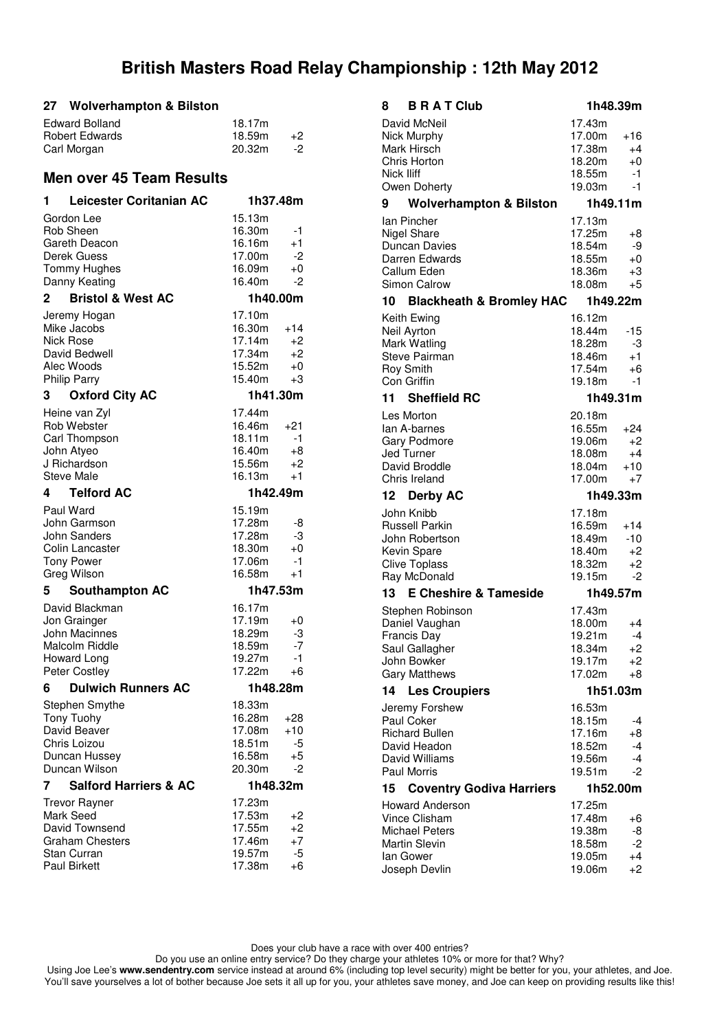# British Masters Road Relay Championship : 12th May 2012

## 27 Wolverhampton & Bilston

| | | |
|---|---|---|
| Edward Bolland | 18.17m | |
| Robert Edwards | 18.59m | +2 |
| Carl Morgan | 20.32m | -2 |

## Men over 45 Team Results

### 1 Leicester Coritanian AC — 1h37.48m

| | | |
|---|---|---|
| Gordon Lee | 15.13m | |
| Rob Sheen | 16.30m | -1 |
| Gareth Deacon | 16.16m | +1 |
| Derek Guess | 17.00m | -2 |
| Tommy Hughes | 16.09m | +0 |
| Danny Keating | 16.40m | -2 |

### 2 Bristol & West AC — 1h40.00m

| | | |
|---|---|---|
| Jeremy Hogan | 17.10m | |
| Mike Jacobs | 16.30m | +14 |
| Nick Rose | 17.14m | +2 |
| David Bedwell | 17.34m | +2 |
| Alec Woods | 15.52m | +0 |
| Philip Parry | 15.40m | +3 |

### 3 Oxford City AC — 1h41.30m

| | | |
|---|---|---|
| Heine van Zyl | 17.44m | |
| Rob Webster | 16.46m | +21 |
| Carl Thompson | 18.11m | -1 |
| John Atyeo | 16.40m | +8 |
| J Richardson | 15.56m | +2 |
| Steve Male | 16.13m | +1 |

### 4 Telford AC — 1h42.49m

| | | |
|---|---|---|
| Paul Ward | 15.19m | |
| John Garmson | 17.28m | -8 |
| John Sanders | 17.28m | -3 |
| Colin Lancaster | 18.30m | +0 |
| Tony Power | 17.06m | -1 |
| Greg Wilson | 16.58m | +1 |

### 5 Southampton AC — 1h47.53m

| | | |
|---|---|---|
| David Blackman | 16.17m | |
| Jon Grainger | 17.19m | +0 |
| John Macinnes | 18.29m | -3 |
| Malcolm Riddle | 18.59m | -7 |
| Howard Long | 19.27m | -1 |
| Peter Costley | 17.22m | +6 |

### 6 Dulwich Runners AC — 1h48.28m

| | | |
|---|---|---|
| Stephen Smythe | 18.33m | |
| Tony Tuohy | 16.28m | +28 |
| David Beaver | 17.08m | +10 |
| Chris Loizou | 18.51m | -5 |
| Duncan Hussey | 16.58m | +5 |
| Duncan Wilson | 20.30m | -2 |

### 7 Salford Harriers & AC — 1h48.32m

| | | |
|---|---|---|
| Trevor Rayner | 17.23m | |
| Mark Seed | 17.53m | +2 |
| David Townsend | 17.55m | +2 |
| Graham Chesters | 17.46m | +7 |
| Stan Curran | 19.57m | -5 |
| Paul Birkett | 17.38m | +6 |

### 8 B R A T Club — 1h48.39m

| | | |
|---|---|---|
| David McNeil | 17.43m | |
| Nick Murphy | 17.00m | +16 |
| Mark Hirsch | 17.38m | +4 |
| Chris Horton | 18.20m | +0 |
| Nick Iliff | 18.55m | -1 |
| Owen Doherty | 19.03m | -1 |

### 9 Wolverhampton & Bilston — 1h49.11m

| | | |
|---|---|---|
| Ian Pincher | 17.13m | |
| Nigel Share | 17.25m | +8 |
| Duncan Davies | 18.54m | -9 |
| Darren Edwards | 18.55m | +0 |
| Callum Eden | 18.36m | +3 |
| Simon Calrow | 18.08m | +5 |

### 10 Blackheath & Bromley HAC — 1h49.22m

| | | |
|---|---|---|
| Keith Ewing | 16.12m | |
| Neil Ayrton | 18.44m | -15 |
| Mark Watling | 18.28m | -3 |
| Steve Pairman | 18.46m | +1 |
| Roy Smith | 17.54m | +6 |
| Con Griffin | 19.18m | -1 |

### 11 Sheffield RC — 1h49.31m

| | | |
|---|---|---|
| Les Morton | 20.18m | |
| Ian A-barnes | 16.55m | +24 |
| Gary Podmore | 19.06m | +2 |
| Jed Turner | 18.08m | +4 |
| David Broddle | 18.04m | +10 |
| Chris Ireland | 17.00m | +7 |

### 12 Derby AC — 1h49.33m

| | | |
|---|---|---|
| John Knibb | 17.18m | |
| Russell Parkin | 16.59m | +14 |
| John Robertson | 18.49m | -10 |
| Kevin Spare | 18.40m | +2 |
| Clive Toplass | 18.32m | +2 |
| Ray McDonald | 19.15m | -2 |

### 13 E Cheshire & Tameside — 1h49.57m

| | | |
|---|---|---|
| Stephen Robinson | 17.43m | |
| Daniel Vaughan | 18.00m | +4 |
| Francis Day | 19.21m | -4 |
| Saul Gallagher | 18.34m | +2 |
| John Bowker | 19.17m | +2 |
| Gary Matthews | 17.02m | +8 |

### 14 Les Croupiers — 1h51.03m

| | | |
|---|---|---|
| Jeremy Forshew | 16.53m | |
| Paul Coker | 18.15m | -4 |
| Richard Bullen | 17.16m | +8 |
| David Headon | 18.52m | -4 |
| David Williams | 19.56m | -4 |
| Paul Morris | 19.51m | -2 |

### 15 Coventry Godiva Harriers — 1h52.00m

| | | |
|---|---|---|
| Howard Anderson | 17.25m | |
| Vince Clisham | 17.48m | +6 |
| Michael Peters | 19.38m | -8 |
| Martin Slevin | 18.58m | -2 |
| Ian Gower | 19.05m | +4 |
| Joseph Devlin | 19.06m | +2 |

Does your club have a race with over 400 entries?
Do you use an online entry service? Do they charge your athletes 10% or more for that? Why?
Using Joe Lee's **www.sendentry.com** service instead at around 6% (including top level security) might be better for you, your athletes, and Joe.
You'll save yourselves a lot of bother because Joe sets it all up for you, your athletes save money, and Joe can keep on providing results like this!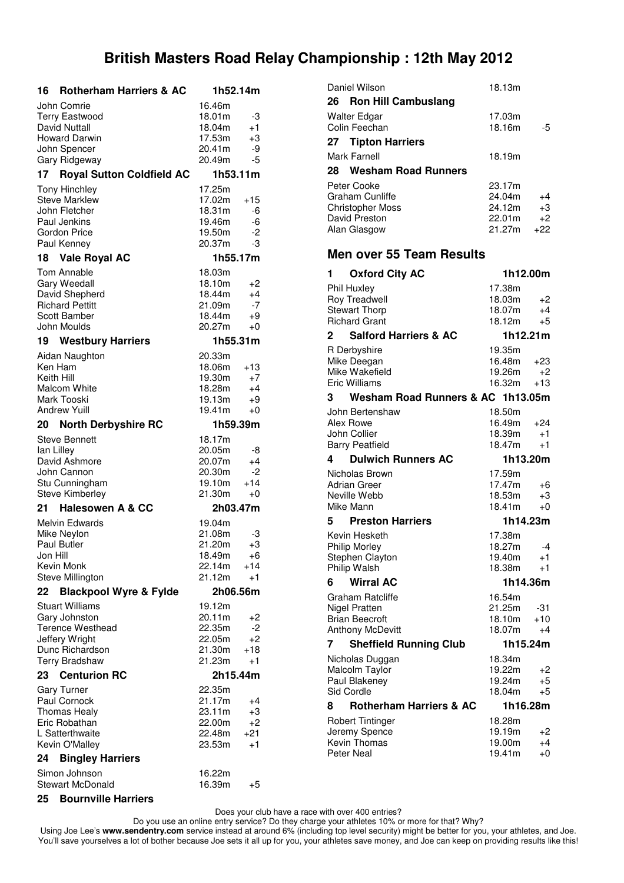# British Masters Road Relay Championship : 12th May 2012

### 16 Rotherham Harriers & AC — 1h52.14m

| Name | Time | +/- |
|---|---|---|
| John Comrie | 16.46m | |
| Terry Eastwood | 18.01m | -3 |
| David Nuttall | 18.04m | +1 |
| Howard Darwin | 17.53m | +3 |
| John Spencer | 20.41m | -9 |
| Gary Ridgeway | 20.49m | -5 |

### 17 Royal Sutton Coldfield AC — 1h53.11m

| Name | Time | +/- |
|---|---|---|
| Tony Hinchley | 17.25m | |
| Steve Marklew | 17.02m | +15 |
| John Fletcher | 18.31m | -6 |
| Paul Jenkins | 19.46m | -6 |
| Gordon Price | 19.50m | -2 |
| Paul Kenney | 20.37m | -3 |

### 18 Vale Royal AC — 1h55.17m

| Name | Time | +/- |
|---|---|---|
| Tom Annable | 18.03m | |
| Gary Weedall | 18.10m | +2 |
| David Shepherd | 18.44m | +4 |
| Richard Pettitt | 21.09m | -7 |
| Scott Bamber | 18.44m | +9 |
| John Moulds | 20.27m | +0 |

### 19 Westbury Harriers — 1h55.31m

| Name | Time | +/- |
|---|---|---|
| Aidan Naughton | 20.33m | |
| Ken Ham | 18.06m | +13 |
| Keith Hill | 19.30m | +7 |
| Malcom White | 18.28m | +4 |
| Mark Tooski | 19.13m | +9 |
| Andrew Yuill | 19.41m | +0 |

### 20 North Derbyshire RC — 1h59.39m

| Name | Time | +/- |
|---|---|---|
| Steve Bennett | 18.17m | |
| Ian Lilley | 20.05m | -8 |
| David Ashmore | 20.07m | +4 |
| John Cannon | 20.30m | -2 |
| Stu Cunningham | 19.10m | +14 |
| Steve Kimberley | 21.30m | +0 |

### 21 Halesowen A & CC — 2h03.47m

| Name | Time | +/- |
|---|---|---|
| Melvin Edwards | 19.04m | |
| Mike Neylon | 21.08m | -3 |
| Paul Butler | 21.20m | +3 |
| Jon Hill | 18.49m | +6 |
| Kevin Monk | 22.14m | +14 |
| Steve Millington | 21.12m | +1 |

### 22 Blackpool Wyre & Fylde — 2h06.56m

| Name | Time | +/- |
|---|---|---|
| Stuart Williams | 19.12m | |
| Gary Johnston | 20.11m | +2 |
| Terence Westhead | 22.35m | -2 |
| Jeffery Wright | 22.05m | +2 |
| Dunc Richardson | 21.30m | +18 |
| Terry Bradshaw | 21.23m | +1 |

### 23 Centurion RC — 2h15.44m

| Name | Time | +/- |
|---|---|---|
| Gary Turner | 22.35m | |
| Paul Cornock | 21.17m | +4 |
| Thomas Healy | 23.11m | +3 |
| Eric Robathan | 22.00m | +2 |
| L Satterthwaite | 22.48m | +21 |
| Kevin O'Malley | 23.53m | +1 |

### 24 Bingley Harriers

| Name | Time | +/- |
|---|---|---|
| Simon Johnson | 16.22m | |
| Stewart McDonald | 16.39m | +5 |

### 25 Bournville Harriers

| Name | Time | +/- |
|---|---|---|
| Daniel Wilson | 18.13m | |

### 26 Ron Hill Cambuslang

| Name | Time | +/- |
|---|---|---|
| Walter Edgar | 17.03m | |
| Colin Feechan | 18.16m | -5 |

### 27 Tipton Harriers

| Name | Time | +/- |
|---|---|---|
| Mark Farnell | 18.19m | |

### 28 Wesham Road Runners

| Name | Time | +/- |
|---|---|---|
| Peter Cooke | 23.17m | |
| Graham Cunliffe | 24.04m | +4 |
| Christopher Moss | 24.12m | +3 |
| David Preston | 22.01m | +2 |
| Alan Glasgow | 21.27m | +22 |

## Men over 55 Team Results

### 1 Oxford City AC — 1h12.00m

| Name | Time | +/- |
|---|---|---|
| Phil Huxley | 17.38m | |
| Roy Treadwell | 18.03m | +2 |
| Stewart Thorp | 18.07m | +4 |
| Richard Grant | 18.12m | +5 |

### 2 Salford Harriers & AC — 1h12.21m

| Name | Time | +/- |
|---|---|---|
| R Derbyshire | 19.35m | |
| Mike Deegan | 16.48m | +23 |
| Mike Wakefield | 19.26m | +2 |
| Eric Williams | 16.32m | +13 |

### 3 Wesham Road Runners & AC — 1h13.05m

| Name | Time | +/- |
|---|---|---|
| John Bertenshaw | 18.50m | |
| Alex Rowe | 16.49m | +24 |
| John Collier | 18.39m | +1 |
| Barry Peatfield | 18.47m | +1 |

### 4 Dulwich Runners AC — 1h13.20m

| Name | Time | +/- |
|---|---|---|
| Nicholas Brown | 17.59m | |
| Adrian Greer | 17.47m | +6 |
| Neville Webb | 18.53m | +3 |
| Mike Mann | 18.41m | +0 |

### 5 Preston Harriers — 1h14.23m

| Name | Time | +/- |
|---|---|---|
| Kevin Hesketh | 17.38m | |
| Philip Morley | 18.27m | -4 |
| Stephen Clayton | 19.40m | +1 |
| Philip Walsh | 18.38m | +1 |

### 6 Wirral AC — 1h14.36m

| Name | Time | +/- |
|---|---|---|
| Graham Ratcliffe | 16.54m | |
| Nigel Pratten | 21.25m | -31 |
| Brian Beecroft | 18.10m | +10 |
| Anthony McDevitt | 18.07m | +4 |

### 7 Sheffield Running Club — 1h15.24m

| Name | Time | +/- |
|---|---|---|
| Nicholas Duggan | 18.34m | |
| Malcolm Taylor | 19.22m | +2 |
| Paul Blakeney | 19.24m | +5 |
| Sid Cordle | 18.04m | +5 |

### 8 Rotherham Harriers & AC — 1h16.28m

| Name | Time | +/- |
|---|---|---|
| Robert Tintinger | 18.28m | |
| Jeremy Spence | 19.19m | +2 |
| Kevin Thomas | 19.00m | +4 |
| Peter Neal | 19.41m | +0 |

Does your club have a race with over 400 entries?
Do you use an online entry service? Do they charge your athletes 10% or more for that? Why?
Using Joe Lee's **www.sendentry.com** service instead at around 6% (including top level security) might be better for you, your athletes, and Joe.
You'll save yourselves a lot of bother because Joe sets it all up for you, your athletes save money, and Joe can keep on providing results like this!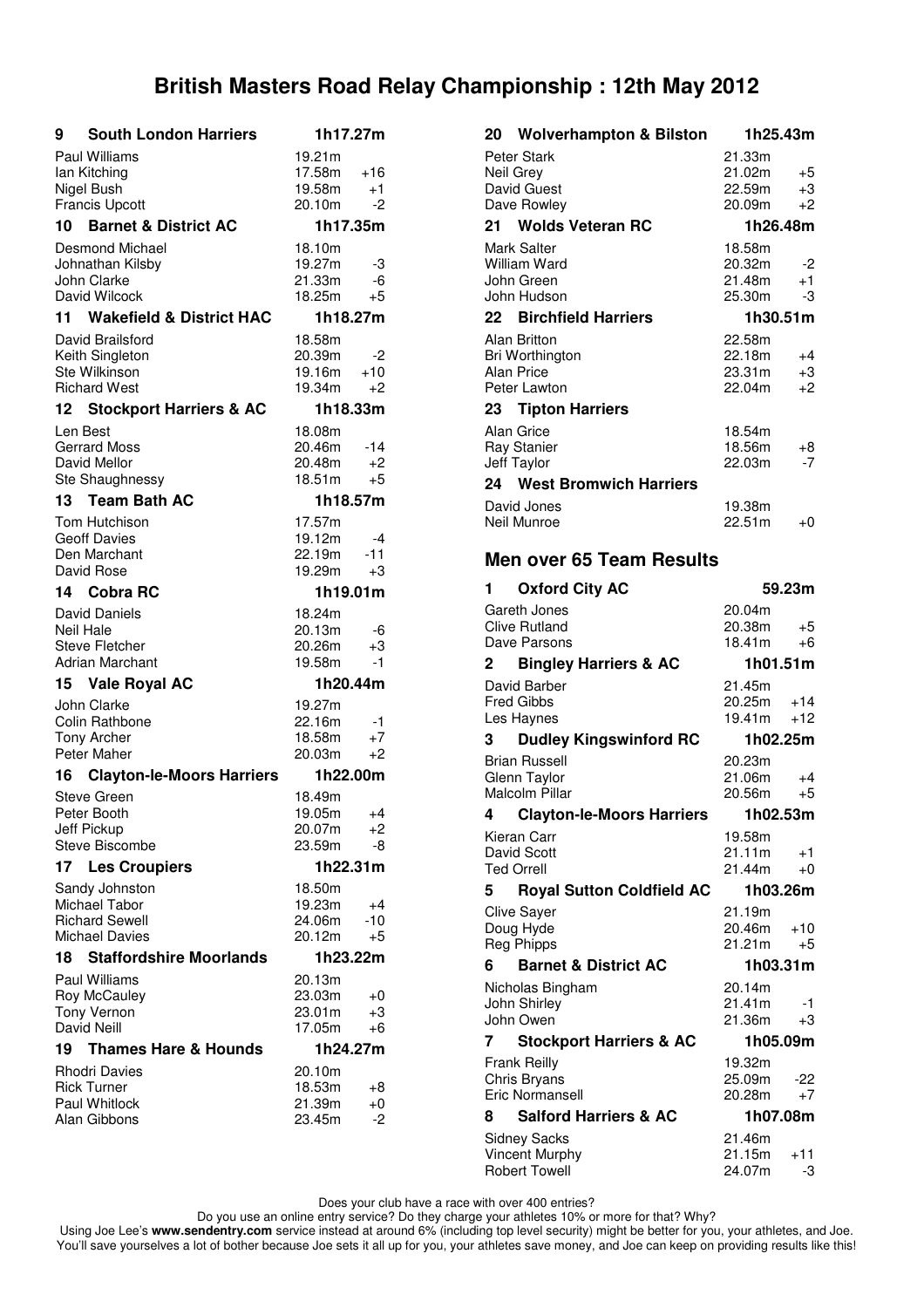# British Masters Road Relay Championship : 12th May 2012

### 9 South London Harriers — 1h17.27m

| Name | Time | +/- |
|---|---|---|
| Paul Williams | 19.21m | |
| Ian Kitching | 17.58m | +16 |
| Nigel Bush | 19.58m | +1 |
| Francis Upcott | 20.10m | -2 |

### 10 Barnet & District AC — 1h17.35m

| Name | Time | +/- |
|---|---|---|
| Desmond Michael | 18.10m | |
| Johnathan Kilsby | 19.27m | -3 |
| John Clarke | 21.33m | -6 |
| David Wilcock | 18.25m | +5 |

### 11 Wakefield & District HAC — 1h18.27m

| Name | Time | +/- |
|---|---|---|
| David Brailsford | 18.58m | |
| Keith Singleton | 20.39m | -2 |
| Ste Wilkinson | 19.16m | +10 |
| Richard West | 19.34m | +2 |

### 12 Stockport Harriers & AC — 1h18.33m

| Name | Time | +/- |
|---|---|---|
| Len Best | 18.08m | |
| Gerrard Moss | 20.46m | -14 |
| David Mellor | 20.48m | +2 |
| Ste Shaughnessy | 18.51m | +5 |

### 13 Team Bath AC — 1h18.57m

| Name | Time | +/- |
|---|---|---|
| Tom Hutchison | 17.57m | |
| Geoff Davies | 19.12m | -4 |
| Den Marchant | 22.19m | -11 |
| David Rose | 19.29m | +3 |

### 14 Cobra RC — 1h19.01m

| Name | Time | +/- |
|---|---|---|
| David Daniels | 18.24m | |
| Neil Hale | 20.13m | -6 |
| Steve Fletcher | 20.26m | +3 |
| Adrian Marchant | 19.58m | -1 |

### 15 Vale Royal AC — 1h20.44m

| Name | Time | +/- |
|---|---|---|
| John Clarke | 19.27m | |
| Colin Rathbone | 22.16m | -1 |
| Tony Archer | 18.58m | +7 |
| Peter Maher | 20.03m | +2 |

### 16 Clayton-le-Moors Harriers — 1h22.00m

| Name | Time | +/- |
|---|---|---|
| Steve Green | 18.49m | |
| Peter Booth | 19.05m | +4 |
| Jeff Pickup | 20.07m | +2 |
| Steve Biscombe | 23.59m | -8 |

### 17 Les Croupiers — 1h22.31m

| Name | Time | +/- |
|---|---|---|
| Sandy Johnston | 18.50m | |
| Michael Tabor | 19.23m | +4 |
| Richard Sewell | 24.06m | -10 |
| Michael Davies | 20.12m | +5 |

### 18 Staffordshire Moorlands — 1h23.22m

| Name | Time | +/- |
|---|---|---|
| Paul Williams | 20.13m | |
| Roy McCauley | 23.03m | +0 |
| Tony Vernon | 23.01m | +3 |
| David Neill | 17.05m | +6 |

### 19 Thames Hare & Hounds — 1h24.27m

| Name | Time | +/- |
|---|---|---|
| Rhodri Davies | 20.10m | |
| Rick Turner | 18.53m | +8 |
| Paul Whitlock | 21.39m | +0 |
| Alan Gibbons | 23.45m | -2 |

### 20 Wolverhampton & Bilston — 1h25.43m

| Name | Time | +/- |
|---|---|---|
| Peter Stark | 21.33m | |
| Neil Grey | 21.02m | +5 |
| David Guest | 22.59m | +3 |
| Dave Rowley | 20.09m | +2 |

### 21 Wolds Veteran RC — 1h26.48m

| Name | Time | +/- |
|---|---|---|
| Mark Salter | 18.58m | |
| William Ward | 20.32m | -2 |
| John Green | 21.48m | +1 |
| John Hudson | 25.30m | -3 |

### 22 Birchfield Harriers — 1h30.51m

| Name | Time | +/- |
|---|---|---|
| Alan Britton | 22.58m | |
| Bri Worthington | 22.18m | +4 |
| Alan Price | 23.31m | +3 |
| Peter Lawton | 22.04m | +2 |

### 23 Tipton Harriers

| Name | Time | +/- |
|---|---|---|
| Alan Grice | 18.54m | |
| Ray Stanier | 18.56m | +8 |
| Jeff Taylor | 22.03m | -7 |

### 24 West Bromwich Harriers

| Name | Time | +/- |
|---|---|---|
| David Jones | 19.38m | |
| Neil Munroe | 22.51m | +0 |

## Men over 65 Team Results

### 1 Oxford City AC — 59.23m

| Name | Time | +/- |
|---|---|---|
| Gareth Jones | 20.04m | |
| Clive Rutland | 20.38m | +5 |
| Dave Parsons | 18.41m | +6 |

### 2 Bingley Harriers & AC — 1h01.51m

| Name | Time | +/- |
|---|---|---|
| David Barber | 21.45m | |
| Fred Gibbs | 20.25m | +14 |
| Les Haynes | 19.41m | +12 |

### 3 Dudley Kingswinford RC — 1h02.25m

| Name | Time | +/- |
|---|---|---|
| Brian Russell | 20.23m | |
| Glenn Taylor | 21.06m | +4 |
| Malcolm Pillar | 20.56m | +5 |

### 4 Clayton-le-Moors Harriers — 1h02.53m

| Name | Time | +/- |
|---|---|---|
| Kieran Carr | 19.58m | |
| David Scott | 21.11m | +1 |
| Ted Orrell | 21.44m | +0 |

### 5 Royal Sutton Coldfield AC — 1h03.26m

| Name | Time | +/- |
|---|---|---|
| Clive Sayer | 21.19m | |
| Doug Hyde | 20.46m | +10 |
| Reg Phipps | 21.21m | +5 |

### 6 Barnet & District AC — 1h03.31m

| Name | Time | +/- |
|---|---|---|
| Nicholas Bingham | 20.14m | |
| John Shirley | 21.41m | -1 |
| John Owen | 21.36m | +3 |

### 7 Stockport Harriers & AC — 1h05.09m

| Name | Time | +/- |
|---|---|---|
| Frank Reilly | 19.32m | |
| Chris Bryans | 25.09m | -22 |
| Eric Normansell | 20.28m | +7 |

### 8 Salford Harriers & AC — 1h07.08m

| Name | Time | +/- |
|---|---|---|
| Sidney Sacks | 21.46m | |
| Vincent Murphy | 21.15m | +11 |
| Robert Towell | 24.07m | -3 |

Does your club have a race with over 400 entries?
Do you use an online entry service? Do they charge your athletes 10% or more for that? Why?
Using Joe Lee's **www.sendentry.com** service instead at around 6% (including top level security) might be better for you, your athletes, and Joe.
You'll save yourselves a lot of bother because Joe sets it all up for you, your athletes save money, and Joe can keep on providing results like this!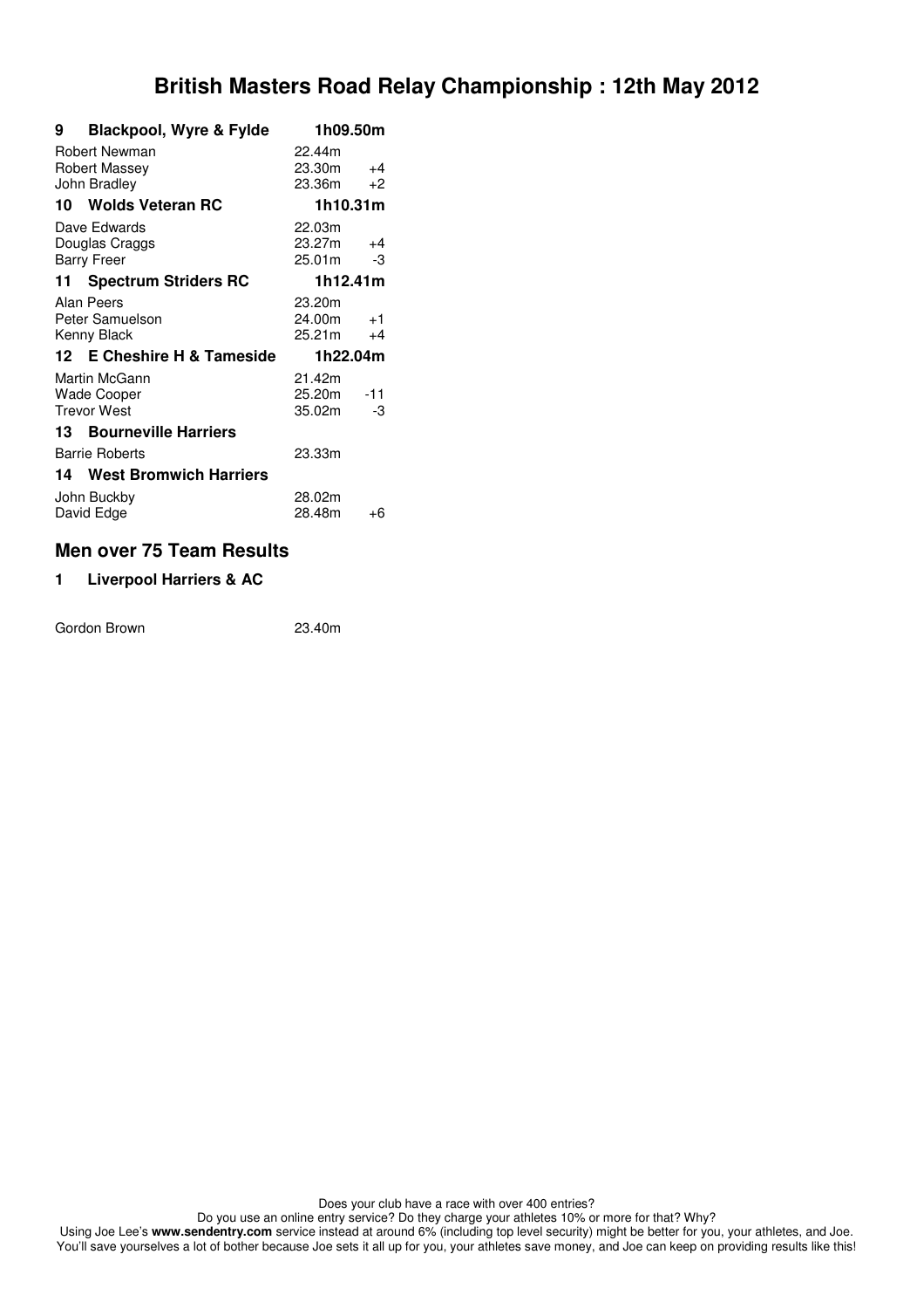# British Masters Road Relay Championship : 12th May 2012

| | | |
|---|---|---|
| **9 Blackpool, Wyre & Fylde** | **1h09.50m** | |
| Robert Newman | 22.44m | |
| Robert Massey | 23.30m | +4 |
| John Bradley | 23.36m | +2 |
| **10 Wolds Veteran RC** | **1h10.31m** | |
| Dave Edwards | 22.03m | |
| Douglas Craggs | 23.27m | +4 |
| Barry Freer | 25.01m | -3 |
| **11 Spectrum Striders RC** | **1h12.41m** | |
| Alan Peers | 23.20m | |
| Peter Samuelson | 24.00m | +1 |
| Kenny Black | 25.21m | +4 |
| **12 E Cheshire H & Tameside** | **1h22.04m** | |
| Martin McGann | 21.42m | |
| Wade Cooper | 25.20m | -11 |
| Trevor West | 35.02m | -3 |
| **13 Bourneville Harriers** | | |
| Barrie Roberts | 23.33m | |
| **14 West Bromwich Harriers** | | |
| John Buckby | 28.02m | |
| David Edge | 28.48m | +6 |

## Men over 75 Team Results

**1 Liverpool Harriers & AC**

| | |
|---|---|
| Gordon Brown | 23.40m |

Does your club have a race with over 400 entries?
Do you use an online entry service? Do they charge your athletes 10% or more for that? Why?
Using Joe Lee's **www.sendentry.com** service instead at around 6% (including top level security) might be better for you, your athletes, and Joe.
You'll save yourselves a lot of bother because Joe sets it all up for you, your athletes save money, and Joe can keep on providing results like this!